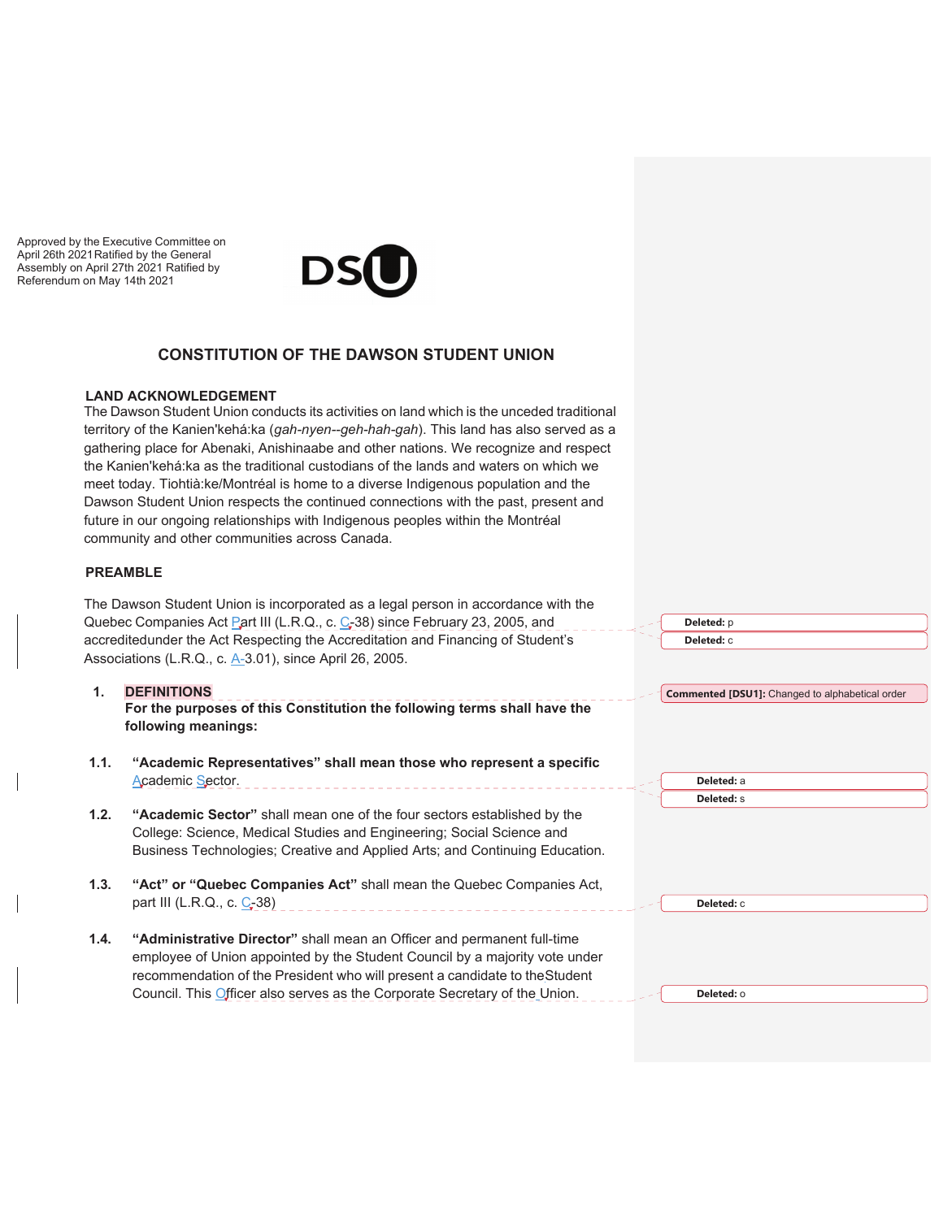Approved by the Executive Committee on April 26th 2021 Ratified by the General Assembly on April 27th 2021 Ratified by Referendum on May 14th 2021

# CONSTITUTION OF THE DAWSON STUDENT UNION

## LAND ACKNOWLEDGEMENT

The Dawson Student Union conducts its activities on land which is the unceded traditional territory of the Kanien'kehá:ka (*gah-nyen--geh-hah-gah*). This land has also served as a gathering place for Abenaki, Anishinaabe and other nations. We recognize and respect the Kanien'kehá:ka as the traditional custodians of the lands and waters on which we meet today. Tiohtià:ke/Montréal is home to a diverse Indigenous population and the Dawson Student Union respects the continued connections with the past, present and future in our ongoing relationships with Indigenous peoples within the Montréal community and other communities across Canada.

## PREAMBLE

The Dawson Student Union is incorporated as a legal person in accordance with the Quebec Companies Act Part III (L.R.Q., c. C-38) since February 23, 2005, and accreditedunder the Act Respecting the Accreditation and Financing of Student's Associations (L.R.Q., c. A-3.01), since April 26, 2005.

## 1. DEFINITIONS

**For the purposes of this Constitution the following terms shall have the following meanings:**

**1.1. "Academic Representatives" shall mean those who represent a specific** Academic Sector.

**1.2. "Academic Sector"** shall mean one of the four sectors established by the College: Science, Medical Studies and Engineering; Social Science and Business Technologies; Creative and Applied Arts; and Continuing Education.

**1.3. "Act" or "Quebec Companies Act"** shall mean the Quebec Companies Act, part III (L.R.Q., c. C-38)

**1.4. "Administrative Director"** shall mean an Officer and permanent full-time employee of Union appointed by the Student Council by a majority vote under recommendation of the President who will present a candidate to theStudent Council. This Officer also serves as the Corporate Secretary of the Union.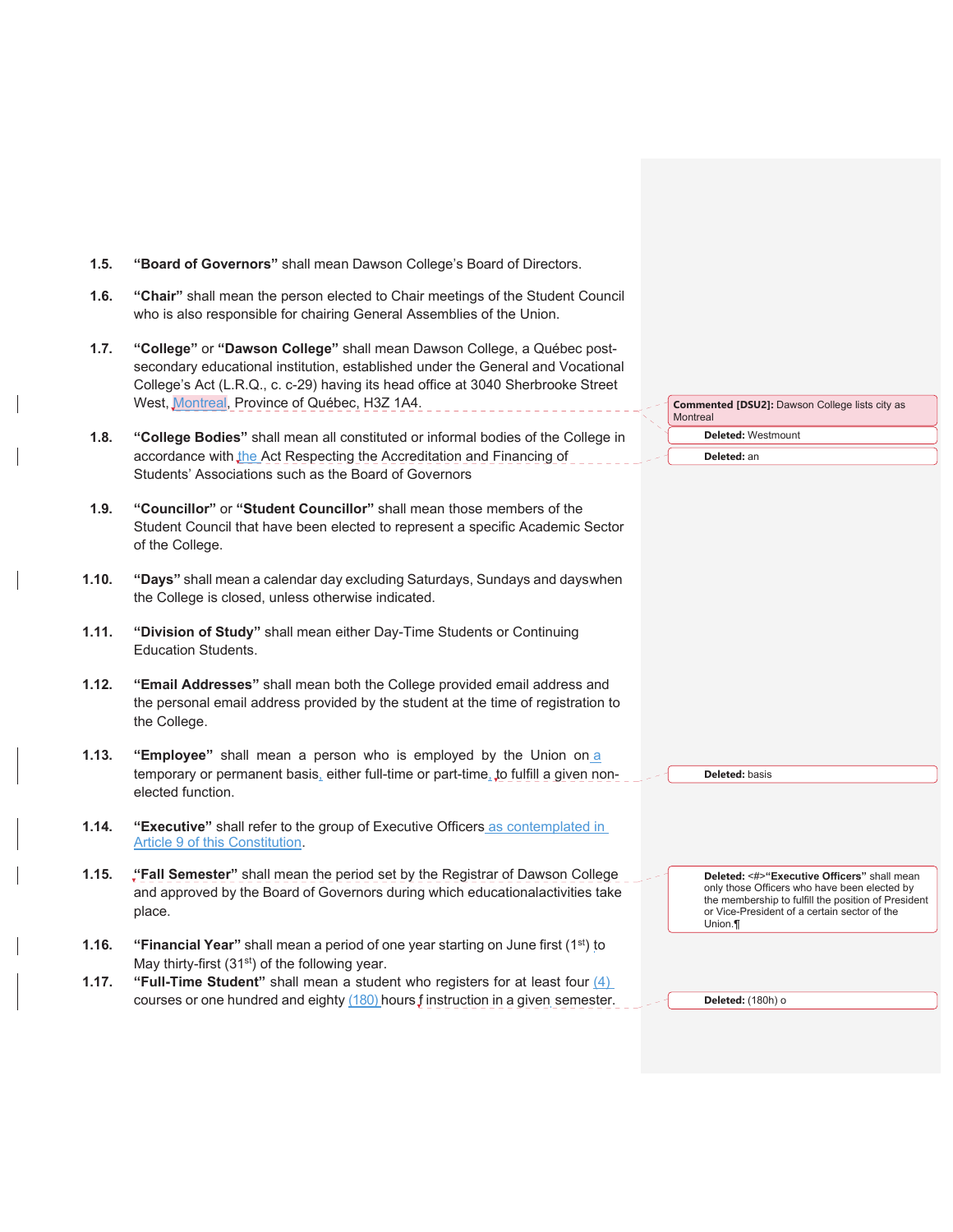1.5. **"Board of Governors"** shall mean Dawson College's Board of Directors.

1.6. **"Chair"** shall mean the person elected to Chair meetings of the Student Council who is also responsible for chairing General Assemblies of the Union.

1.7. **"College"** or **"Dawson College"** shall mean Dawson College, a Québec post-secondary educational institution, established under the General and Vocational College's Act (L.R.Q., c. c-29) having its head office at 3040 Sherbrooke Street West, Montreal, Province of Québec, H3Z 1A4.

1.8. **"College Bodies"** shall mean all constituted or informal bodies of the College in accordance with the Act Respecting the Accreditation and Financing of Students' Associations such as the Board of Governors

1.9. **"Councillor"** or **"Student Councillor"** shall mean those members of the Student Council that have been elected to represent a specific Academic Sector of the College.

1.10. **"Days"** shall mean a calendar day excluding Saturdays, Sundays and dayswhen the College is closed, unless otherwise indicated.

1.11. **"Division of Study"** shall mean either Day-Time Students or Continuing Education Students.

1.12. **"Email Addresses"** shall mean both the College provided email address and the personal email address provided by the student at the time of registration to the College.

1.13. **"Employee"** shall mean a person who is employed by the Union on a temporary or permanent basis, either full-time or part-time, to fulfill a given non-elected function.

1.14. **"Executive"** shall refer to the group of Executive Officers as contemplated in Article 9 of this Constitution.

1.15. **"Fall Semester"** shall mean the period set by the Registrar of Dawson College and approved by the Board of Governors during which educationalactivities take place.

1.16. **"Financial Year"** shall mean a period of one year starting on June first (1st) to May thirty-first (31st) of the following year.

1.17. **"Full-Time Student"** shall mean a student who registers for at least four (4) courses or one hundred and eighty (180) hours f instruction in a given semester.

Commented [DSU2]: Dawson College lists city as Montreal

Deleted: Westmount

Deleted: an

Deleted: basis

Deleted: <#>**"Executive Officers"** shall mean only those Officers who have been elected by the membership to fulfill the position of President or Vice-President of a certain sector of the Union.¶

Deleted: (180h) o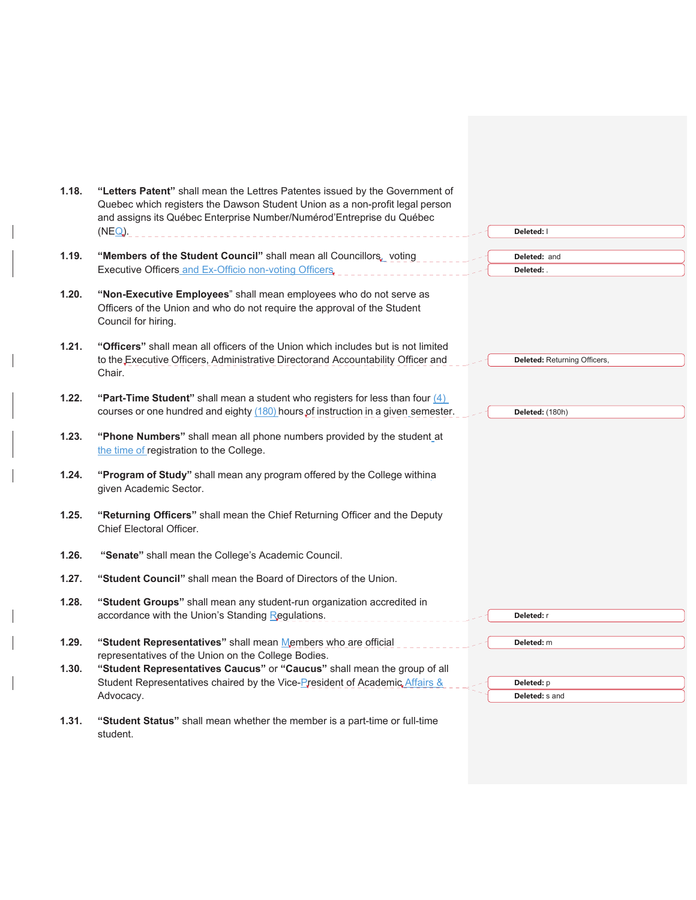**1.18.** **"Letters Patent"** shall mean the Lettres Patentes issued by the Government of Quebec which registers the Dawson Student Union as a non-profit legal person and assigns its Québec Enterprise Number/Numérod'Entreprise du Québec (NEQ).

**1.19.** **"Members of the Student Council"** shall mean all Councillors, voting Executive Officers and Ex-Officio non-voting Officers.

**1.20.** **"Non-Executive Employees"** shall mean employees who do not serve as Officers of the Union and who do not require the approval of the Student Council for hiring.

**1.21.** **"Officers"** shall mean all officers of the Union which includes but is not limited to the Executive Officers, Administrative Directorand Accountability Officer and Chair.

**1.22.** **"Part-Time Student"** shall mean a student who registers for less than four (4) courses or one hundred and eighty (180) hours of instruction in a given semester.

**1.23.** **"Phone Numbers"** shall mean all phone numbers provided by the student at the time of registration to the College.

**1.24.** **"Program of Study"** shall mean any program offered by the College withina given Academic Sector.

**1.25.** **"Returning Officers"** shall mean the Chief Returning Officer and the Deputy Chief Electoral Officer.

**1.26.** **"Senate"** shall mean the College's Academic Council.

**1.27.** **"Student Council"** shall mean the Board of Directors of the Union.

**1.28.** **"Student Groups"** shall mean any student-run organization accredited in accordance with the Union's Standing Regulations.

**1.29.** **"Student Representatives"** shall mean Members who are official representatives of the Union on the College Bodies.

**1.30.** **"Student Representatives Caucus"** or **"Caucus"** shall mean the group of all Student Representatives chaired by the Vice-President of Academic Affairs & Advocacy.

**1.31.** **"Student Status"** shall mean whether the member is a part-time or full-time student.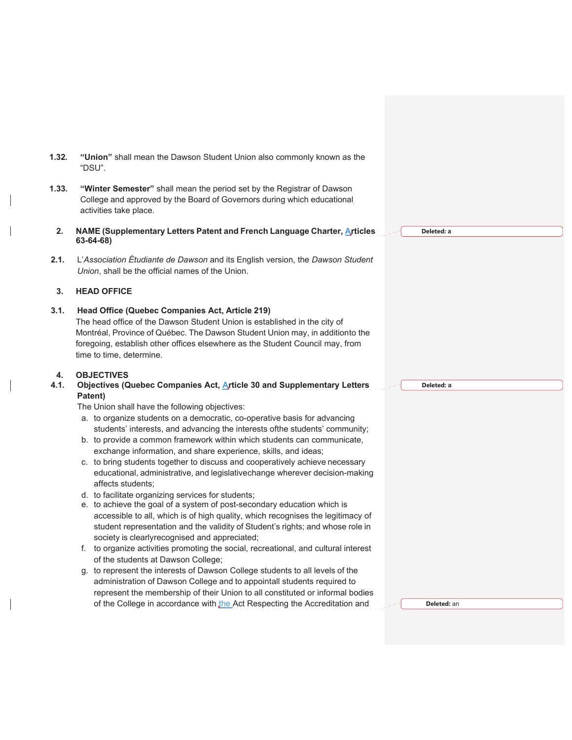**1.32.** **"Union"** shall mean the Dawson Student Union also commonly known as the "DSU".

**1.33.** **"Winter Semester"** shall mean the period set by the Registrar of Dawson College and approved by the Board of Governors during which educational activities take place.

## 2. NAME (Supplementary Letters Patent and French Language Charter, Articles 63-64-68)

**2.1.** L'*Association Étudiante de Dawson* and its English version, the *Dawson Student Union*, shall be the official names of the Union.

## 3. HEAD OFFICE

### 3.1. Head Office (Quebec Companies Act, Article 219)

The head office of the Dawson Student Union is established in the city of Montréal, Province of Québec. The Dawson Student Union may, in additionto the foregoing, establish other offices elsewhere as the Student Council may, from time to time, determine.

## 4. OBJECTIVES

### 4.1. Objectives (Quebec Companies Act, Article 30 and Supplementary Letters Patent)

The Union shall have the following objectives:

a. to organize students on a democratic, co-operative basis for advancing students' interests, and advancing the interests ofthe students' community;
b. to provide a common framework within which students can communicate, exchange information, and share experience, skills, and ideas;
c. to bring students together to discuss and cooperatively achieve necessary educational, administrative, and legislativechange wherever decision-making affects students;
d. to facilitate organizing services for students;
e. to achieve the goal of a system of post-secondary education which is accessible to all, which is of high quality, which recognises the legitimacy of student representation and the validity of Student's rights; and whose role in society is clearlyrecognised and appreciated;
f. to organize activities promoting the social, recreational, and cultural interest of the students at Dawson College;
g. to represent the interests of Dawson College students to all levels of the administration of Dawson College and to appointall students required to represent the membership of their Union to all constituted or informal bodies of the College in accordance with the Act Respecting the Accreditation and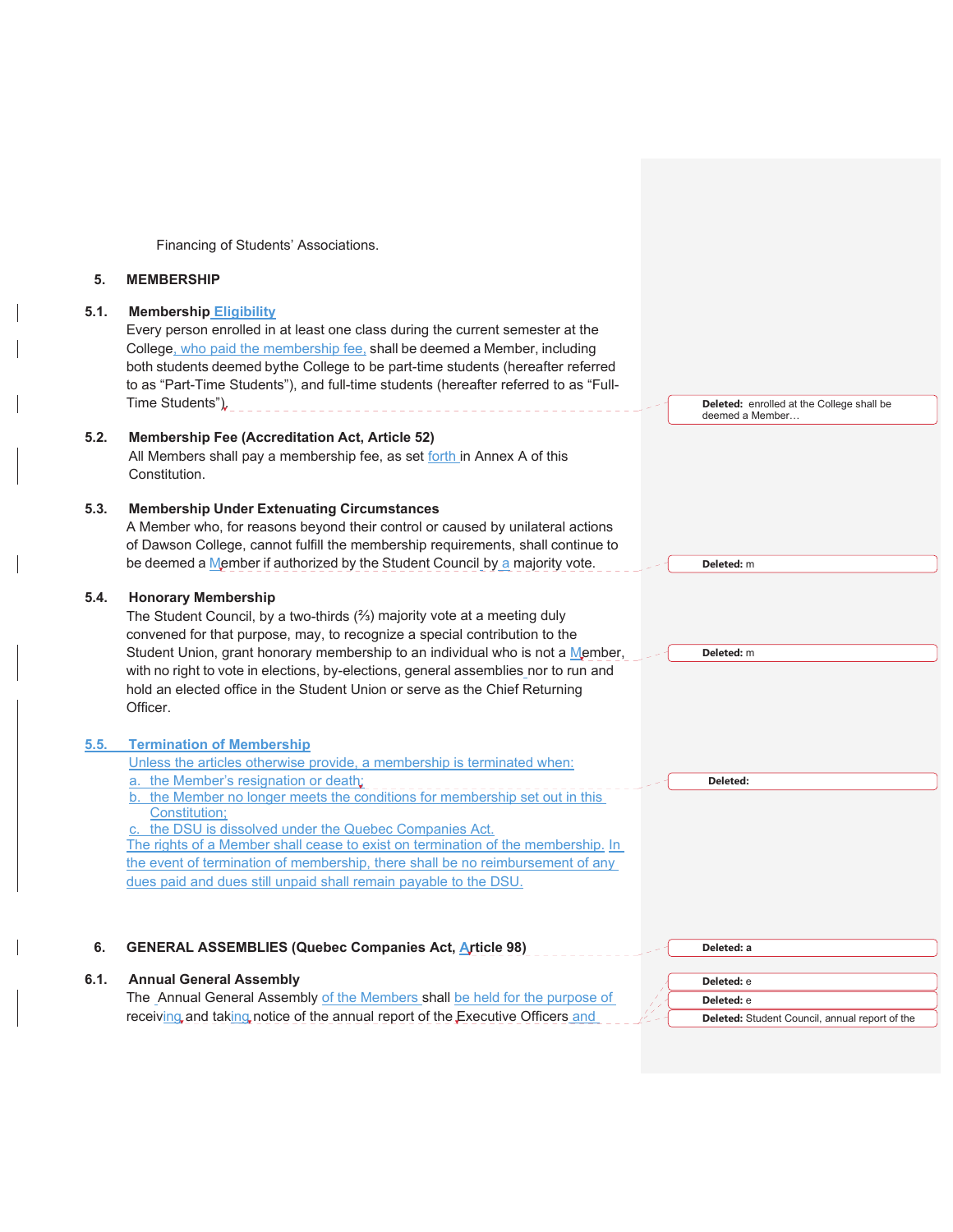Financing of Students' Associations.

## 5. MEMBERSHIP

### 5.1. Membership Eligibility

Every person enrolled in at least one class during the current semester at the College, who paid the membership fee, shall be deemed a Member, including both students deemed bythe College to be part-time students (hereafter referred to as "Part-Time Students"), and full-time students (hereafter referred to as "Full-Time Students").

### 5.2. Membership Fee (Accreditation Act, Article 52)

All Members shall pay a membership fee, as set forth in Annex A of this Constitution.

### 5.3. Membership Under Extenuating Circumstances

A Member who, for reasons beyond their control or caused by unilateral actions of Dawson College, cannot fulfill the membership requirements, shall continue to be deemed a Member if authorized by the Student Council by a majority vote.

### 5.4. Honorary Membership

The Student Council, by a two-thirds (⅔) majority vote at a meeting duly convened for that purpose, may, to recognize a special contribution to the Student Union, grant honorary membership to an individual who is not a Member, with no right to vote in elections, by-elections, general assemblies nor to run and hold an elected office in the Student Union or serve as the Chief Returning Officer.

### 5.5. Termination of Membership

Unless the articles otherwise provide, a membership is terminated when:

a. the Member's resignation or death;

b. the Member no longer meets the conditions for membership set out in this Constitution;

c. the DSU is dissolved under the Quebec Companies Act.

The rights of a Member shall cease to exist on termination of the membership. In the event of termination of membership, there shall be no reimbursement of any dues paid and dues still unpaid shall remain payable to the DSU.

## 6. GENERAL ASSEMBLIES (Quebec Companies Act, Article 98)

### 6.1. Annual General Assembly

The Annual General Assembly of the Members shall be held for the purpose of receiving and taking notice of the annual report of the Executive Officers and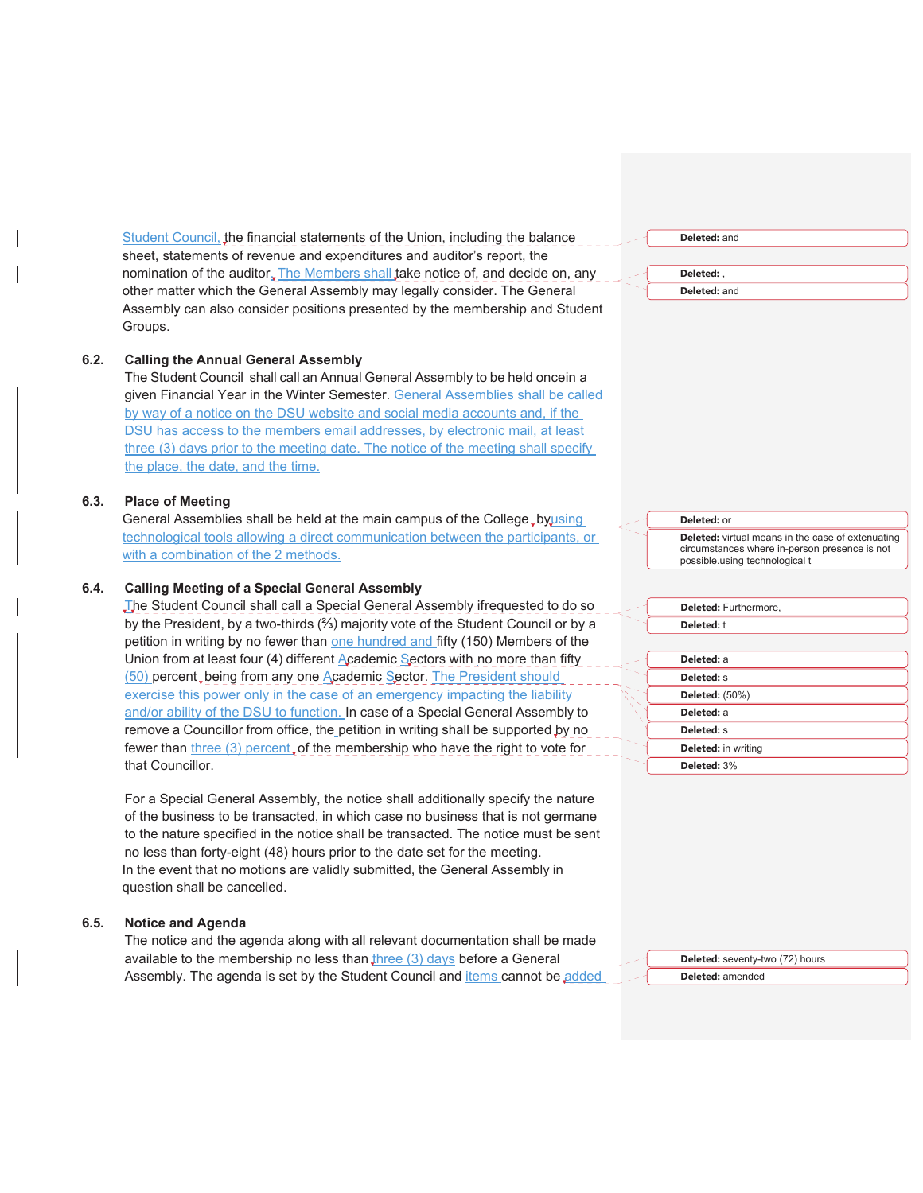Student Council, the financial statements of the Union, including the balance sheet, statements of revenue and expenditures and auditor's report, the nomination of the auditor. The Members shall take notice of, and decide on, any other matter which the General Assembly may legally consider. The General Assembly can also consider positions presented by the membership and Student Groups.

**6.2. Calling the Annual General Assembly**

The Student Council shall call an Annual General Assembly to be held oncein a given Financial Year in the Winter Semester. General Assemblies shall be called by way of a notice on the DSU website and social media accounts and, if the DSU has access to the members email addresses, by electronic mail, at least three (3) days prior to the meeting date. The notice of the meeting shall specify the place, the date, and the time.

**6.3. Place of Meeting**

General Assemblies shall be held at the main campus of the College, byusing technological tools allowing a direct communication between the participants, or with a combination of the 2 methods.

**6.4. Calling Meeting of a Special General Assembly**

The Student Council shall call a Special General Assembly ifrequested to do so by the President, by a two-thirds (⅔) majority vote of the Student Council or by a petition in writing by no fewer than one hundred and fifty (150) Members of the Union from at least four (4) different Academic Sectors with no more than fifty (50) percent, being from any one Academic Sector. The President should exercise this power only in the case of an emergency impacting the liability and/or ability of the DSU to function. In case of a Special General Assembly to remove a Councillor from office, the petition in writing shall be supported by no fewer than three (3) percent of the membership who have the right to vote for that Councillor.

For a Special General Assembly, the notice shall additionally specify the nature of the business to be transacted, in which case no business that is not germane to the nature specified in the notice shall be transacted. The notice must be sent no less than forty-eight (48) hours prior to the date set for the meeting. In the event that no motions are validly submitted, the General Assembly in question shall be cancelled.

**6.5. Notice and Agenda**

The notice and the agenda along with all relevant documentation shall be made available to the membership no less than three (3) days before a General Assembly. The agenda is set by the Student Council and items cannot be added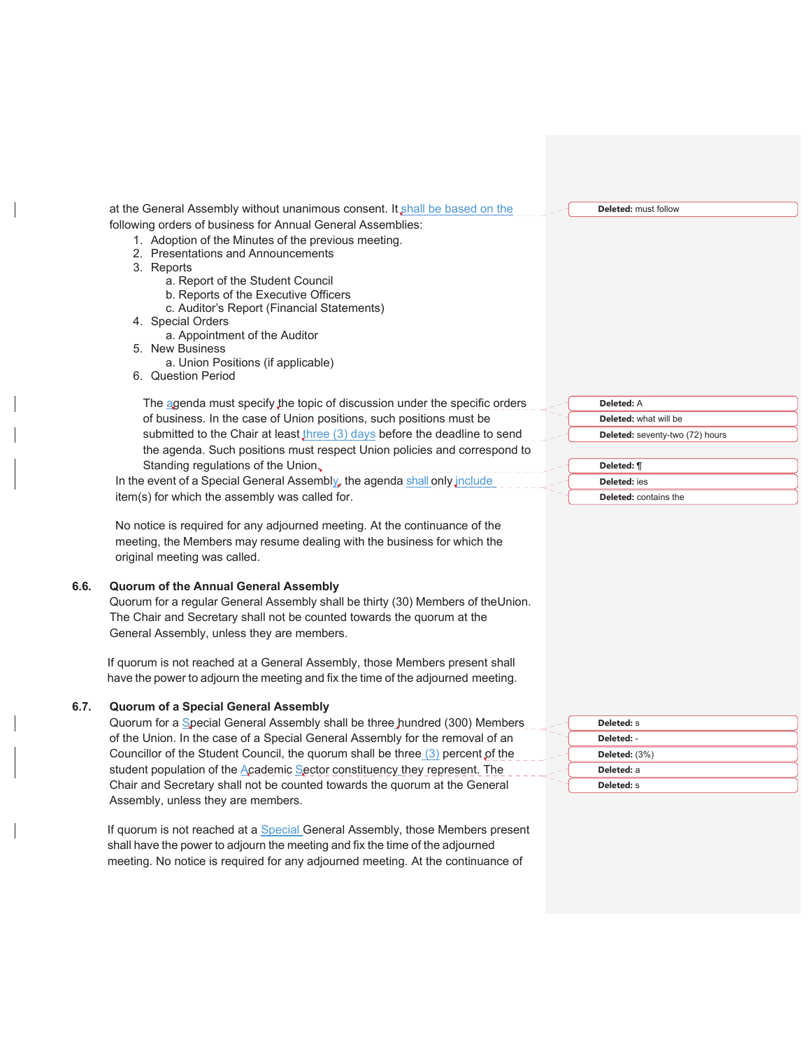at the General Assembly without unanimous consent. It shall be based on the following orders of business for Annual General Assemblies:

1. Adoption of the Minutes of the previous meeting.
2. Presentations and Announcements
3. Reports
   a. Report of the Student Council
   b. Reports of the Executive Officers
   c. Auditor's Report (Financial Statements)
4. Special Orders
   a. Appointment of the Auditor
5. New Business
   a. Union Positions (if applicable)
6. Question Period

The agenda must specify the topic of discussion under the specific orders of business. In the case of Union positions, such positions must be submitted to the Chair at least three (3) days before the deadline to send the agenda. Such positions must respect Union policies and correspond to Standing regulations of the Union.

In the event of a Special General Assembly, the agenda shall only include item(s) for which the assembly was called for.

No notice is required for any adjourned meeting. At the continuance of the meeting, the Members may resume dealing with the business for which the original meeting was called.

### 6.6. Quorum of the Annual General Assembly

Quorum for a regular General Assembly shall be thirty (30) Members of the Union. The Chair and Secretary shall not be counted towards the quorum at the General Assembly, unless they are members.

If quorum is not reached at a General Assembly, those Members present shall have the power to adjourn the meeting and fix the time of the adjourned meeting.

### 6.7. Quorum of a Special General Assembly

Quorum for a Special General Assembly shall be three hundred (300) Members of the Union. In the case of a Special General Assembly for the removal of an Councillor of the Student Council, the quorum shall be three (3) percent of the student population of the Academic Sector constituency they represent. The Chair and Secretary shall not be counted towards the quorum at the General Assembly, unless they are members.

If quorum is not reached at a Special General Assembly, those Members present shall have the power to adjourn the meeting and fix the time of the adjourned meeting. No notice is required for any adjourned meeting. At the continuance of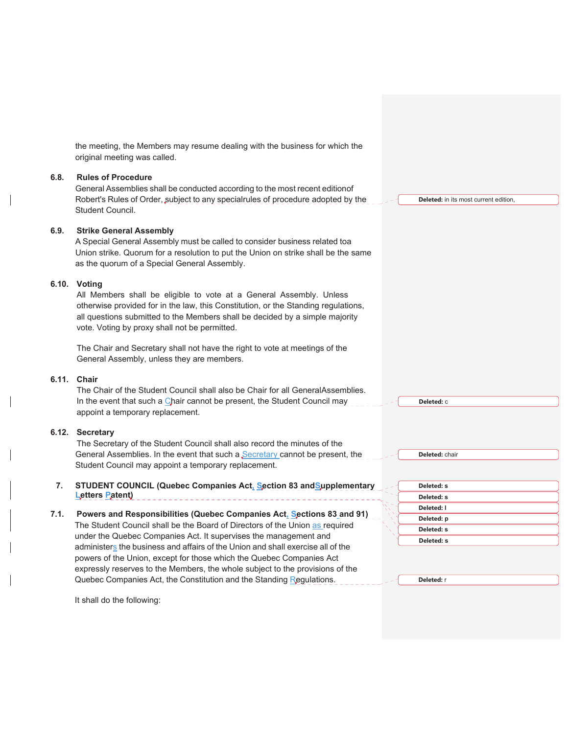the meeting, the Members may resume dealing with the business for which the original meeting was called.

### 6.8. Rules of Procedure

General Assemblies shall be conducted according to the most recent editionof Robert's Rules of Order, subject to any specialrules of procedure adopted by the Student Council.

### 6.9. Strike General Assembly

A Special General Assembly must be called to consider business related toa Union strike. Quorum for a resolution to put the Union on strike shall be the same as the quorum of a Special General Assembly.

### 6.10. Voting

All Members shall be eligible to vote at a General Assembly. Unless otherwise provided for in the law, this Constitution, or the Standing regulations, all questions submitted to the Members shall be decided by a simple majority vote. Voting by proxy shall not be permitted.

The Chair and Secretary shall not have the right to vote at meetings of the General Assembly, unless they are members.

### 6.11. Chair

The Chair of the Student Council shall also be Chair for all GeneralAssemblies. In the event that such a Chair cannot be present, the Student Council may appoint a temporary replacement.

### 6.12. Secretary

The Secretary of the Student Council shall also record the minutes of the General Assemblies. In the event that such a Secretary cannot be present, the Student Council may appoint a temporary replacement.

## 7. STUDENT COUNCIL (Quebec Companies Act, Section 83 andSupplementary Letters Patent)

### 7.1. Powers and Responsibilities (Quebec Companies Act, Sections 83 and 91)

The Student Council shall be the Board of Directors of the Union as required under the Quebec Companies Act. It supervises the management and administers the business and affairs of the Union and shall exercise all of the powers of the Union, except for those which the Quebec Companies Act expressly reserves to the Members, the whole subject to the provisions of the Quebec Companies Act, the Constitution and the Standing Regulations.

It shall do the following:

Deleted: in its most current edition,

Deleted: c

Deleted: chair

Deleted: s

Deleted: s

Deleted: l

Deleted: p

Deleted: s

Deleted: s

Deleted: r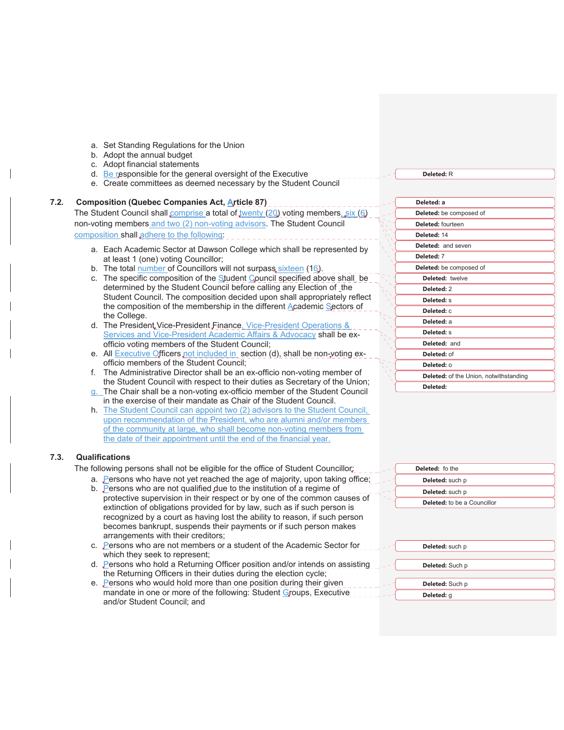a. Set Standing Regulations for the Union
b. Adopt the annual budget
c. Adopt financial statements
d. Be responsible for the general oversight of the Executive
e. Create committees as deemed necessary by the Student Council

### 7.2. Composition (Quebec Companies Act, Article 87)

The Student Council shall comprise a total of twenty (20) voting members, six (6) non-voting members and two (2) non-voting advisors. The Student Council composition shall adhere to the following:

a. Each Academic Sector at Dawson College which shall be represented by at least 1 (one) voting Councillor;
b. The total number of Councillors will not surpass sixteen (16).
c. The specific composition of the Student Council specified above shall be determined by the Student Council before calling any Election of the Student Council. The composition decided upon shall appropriately reflect the composition of the membership in the different Academic Sectors of the College.
d. The President, Vice-President Finance, Vice-President Operations & Services and Vice-President Academic Affairs & Advocacy shall be ex-officio voting members of the Student Council;
e. All Executive Officers not included in section (d), shall be non-voting ex-officio members of the Student Council;
f. The Administrative Director shall be an ex-officio non-voting member of the Student Council with respect to their duties as Secretary of the Union;
g. The Chair shall be a non-voting ex-officio member of the Student Council in the exercise of their mandate as Chair of the Student Council.
h. The Student Council can appoint two (2) advisors to the Student Council, upon recommendation of the President, who are alumni and/or members of the community at large, who shall become non-voting members from the date of their appointment until the end of the financial year.

### 7.3. Qualifications

The following persons shall not be eligible for the office of Student Councillor:

a. Persons who have not yet reached the age of majority, upon taking office;
b. Persons who are not qualified due to the institution of a regime of protective supervision in their respect or by one of the common causes of extinction of obligations provided for by law, such as if such person is recognized by a court as having lost the ability to reason, if such person becomes bankrupt, suspends their payments or if such person makes arrangements with their creditors;
c. Persons who are not members or a student of the Academic Sector for which they seek to represent;
d. Persons who hold a Returning Officer position and/or intends on assisting the Returning Officers in their duties during the election cycle;
e. Persons who would hold more than one position during their given mandate in one or more of the following: Student Groups, Executive and/or Student Council; and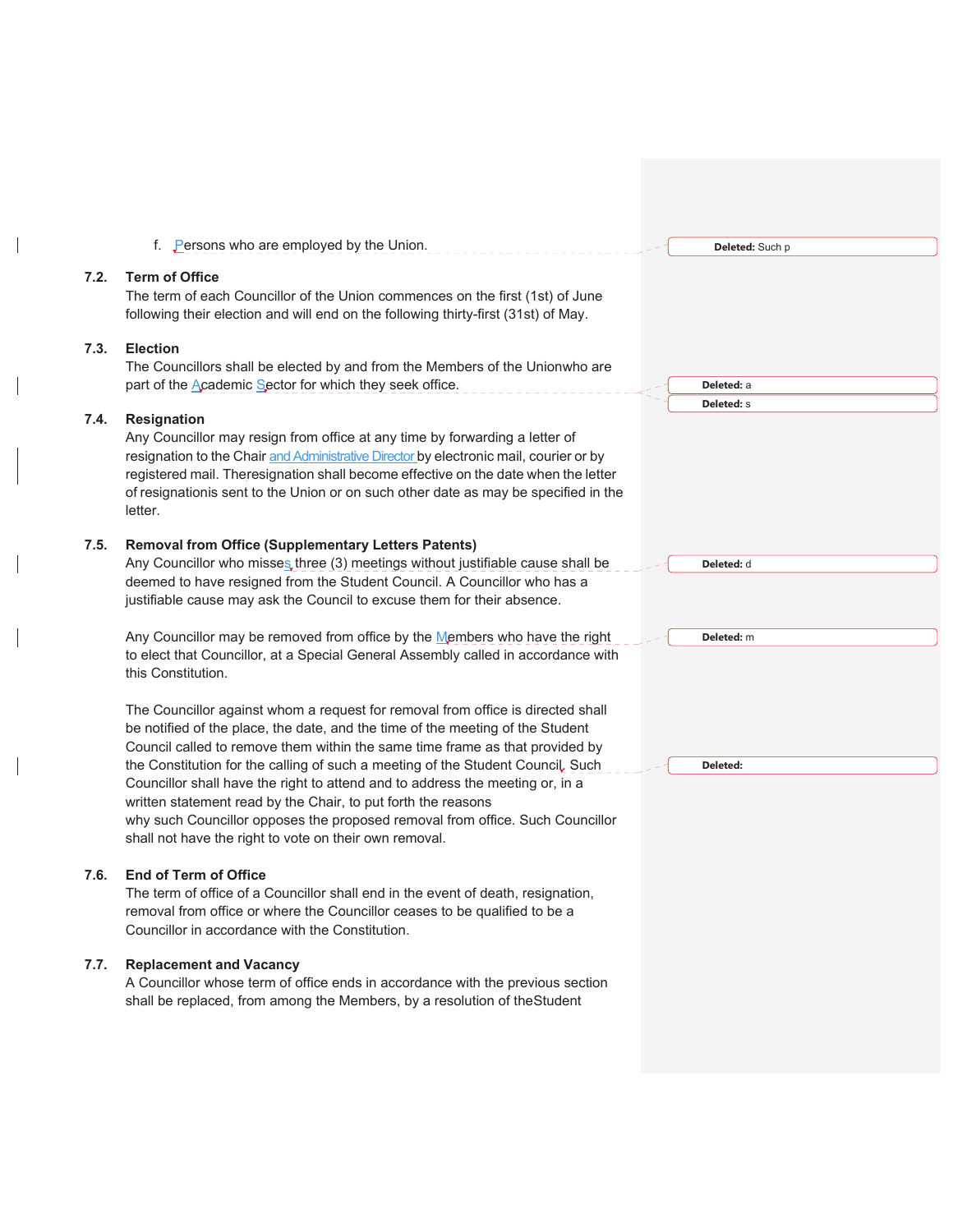f. Persons who are employed by the Union.

### 7.2. Term of Office

The term of each Councillor of the Union commences on the first (1st) of June following their election and will end on the following thirty-first (31st) of May.

### 7.3. Election

The Councillors shall be elected by and from the Members of the Unionwho are part of the Academic Sector for which they seek office.

### 7.4. Resignation

Any Councillor may resign from office at any time by forwarding a letter of resignation to the Chair and Administrative Director by electronic mail, courier or by registered mail. Theresignation shall become effective on the date when the letter of resignationis sent to the Union or on such other date as may be specified in the letter.

### 7.5. Removal from Office (Supplementary Letters Patents)

Any Councillor who misses three (3) meetings without justifiable cause shall be deemed to have resigned from the Student Council. A Councillor who has a justifiable cause may ask the Council to excuse them for their absence.

Any Councillor may be removed from office by the Members who have the right to elect that Councillor, at a Special General Assembly called in accordance with this Constitution.

The Councillor against whom a request for removal from office is directed shall be notified of the place, the date, and the time of the meeting of the Student Council called to remove them within the same time frame as that provided by the Constitution for the calling of such a meeting of the Student Council. Such Councillor shall have the right to attend and to address the meeting or, in a written statement read by the Chair, to put forth the reasons why such Councillor opposes the proposed removal from office. Such Councillor shall not have the right to vote on their own removal.

### 7.6. End of Term of Office

The term of office of a Councillor shall end in the event of death, resignation, removal from office or where the Councillor ceases to be qualified to be a Councillor in accordance with the Constitution.

### 7.7. Replacement and Vacancy

A Councillor whose term of office ends in accordance with the previous section shall be replaced, from among the Members, by a resolution of theStudent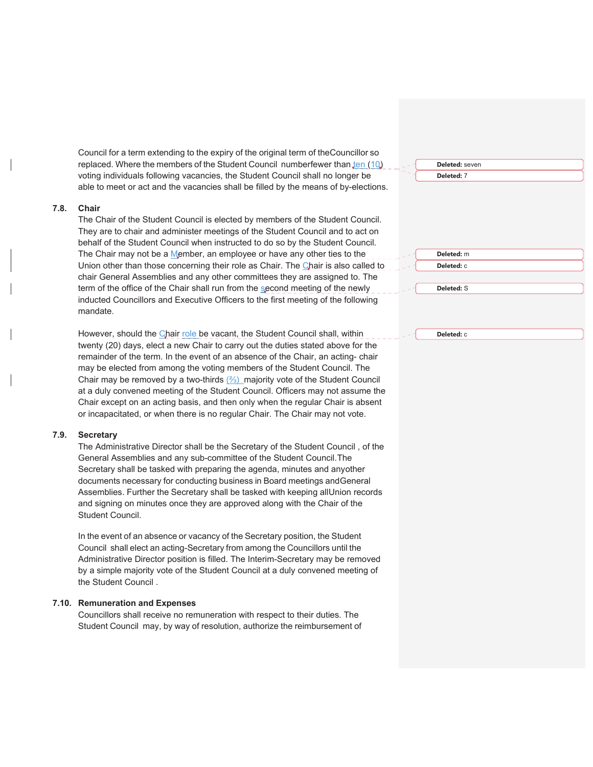Council for a term extending to the expiry of the original term of theCouncillor so replaced. Where the members of the Student Council numberfewer than ten (10) voting individuals following vacancies, the Student Council shall no longer be able to meet or act and the vacancies shall be filled by the means of by-elections.

### 7.8. Chair

The Chair of the Student Council is elected by members of the Student Council. They are to chair and administer meetings of the Student Council and to act on behalf of the Student Council when instructed to do so by the Student Council. The Chair may not be a Member, an employee or have any other ties to the Union other than those concerning their role as Chair. The Chair is also called to chair General Assemblies and any other committees they are assigned to. The term of the office of the Chair shall run from the second meeting of the newly inducted Councillors and Executive Officers to the first meeting of the following mandate.

However, should the Chair role be vacant, the Student Council shall, within twenty (20) days, elect a new Chair to carry out the duties stated above for the remainder of the term. In the event of an absence of the Chair, an acting- chair may be elected from among the voting members of the Student Council. The Chair may be removed by a two-thirds (⅔) majority vote of the Student Council at a duly convened meeting of the Student Council. Officers may not assume the Chair except on an acting basis, and then only when the regular Chair is absent or incapacitated, or when there is no regular Chair. The Chair may not vote.

### 7.9. Secretary

The Administrative Director shall be the Secretary of the Student Council , of the General Assemblies and any sub-committee of the Student Council.The Secretary shall be tasked with preparing the agenda, minutes and anyother documents necessary for conducting business in Board meetings andGeneral Assemblies. Further the Secretary shall be tasked with keeping allUnion records and signing on minutes once they are approved along with the Chair of the Student Council.

In the event of an absence or vacancy of the Secretary position, the Student Council shall elect an acting-Secretary from among the Councillors until the Administrative Director position is filled. The Interim-Secretary may be removed by a simple majority vote of the Student Council at a duly convened meeting of the Student Council .

### 7.10. Remuneration and Expenses

Councillors shall receive no remuneration with respect to their duties. The Student Council may, by way of resolution, authorize the reimbursement of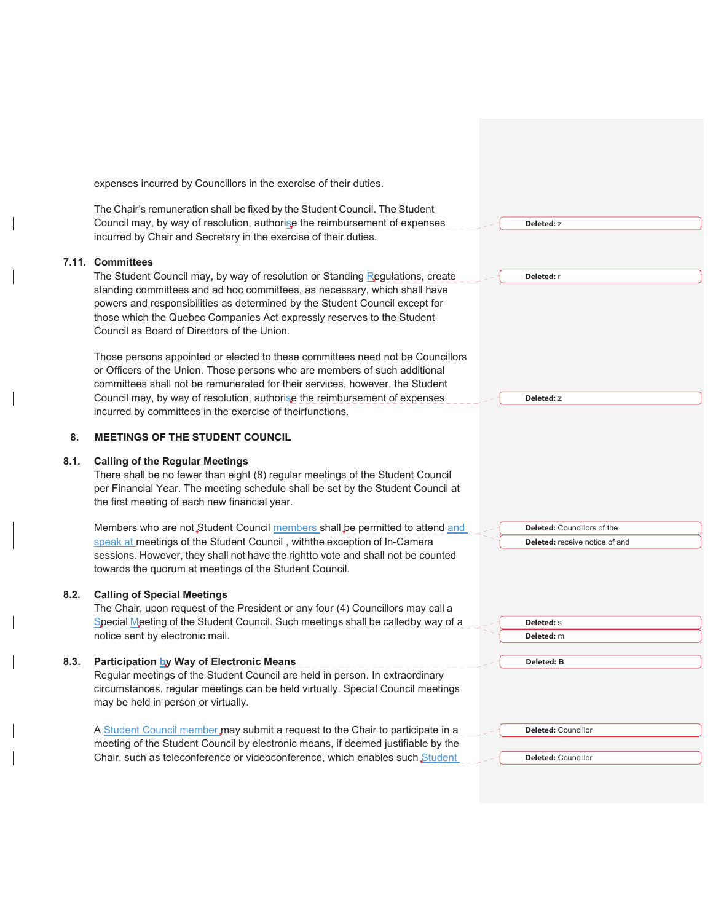expenses incurred by Councillors in the exercise of their duties.

The Chair's remuneration shall be fixed by the Student Council. The Student Council may, by way of resolution, authorise the reimbursement of expenses incurred by Chair and Secretary in the exercise of their duties.

### 7.11. Committees

The Student Council may, by way of resolution or Standing Regulations, create standing committees and ad hoc committees, as necessary, which shall have powers and responsibilities as determined by the Student Council except for those which the Quebec Companies Act expressly reserves to the Student Council as Board of Directors of the Union.

Those persons appointed or elected to these committees need not be Councillors or Officers of the Union. Those persons who are members of such additional committees shall not be remunerated for their services, however, the Student Council may, by way of resolution, authorise the reimbursement of expenses incurred by committees in the exercise of theirfunctions.

## 8. MEETINGS OF THE STUDENT COUNCIL

### 8.1. Calling of the Regular Meetings

There shall be no fewer than eight (8) regular meetings of the Student Council per Financial Year. The meeting schedule shall be set by the Student Council at the first meeting of each new financial year.

Members who are not Student Council members shall be permitted to attend and speak at meetings of the Student Council , withthe exception of In-Camera sessions. However, they shall not have the rightto vote and shall not be counted towards the quorum at meetings of the Student Council.

### 8.2. Calling of Special Meetings

The Chair, upon request of the President or any four (4) Councillors may call a Special Meeting of the Student Council. Such meetings shall be calledby way of a notice sent by electronic mail.

### 8.3. Participation by Way of Electronic Means

Regular meetings of the Student Council are held in person. In extraordinary circumstances, regular meetings can be held virtually. Special Council meetings may be held in person or virtually.

A Student Council member may submit a request to the Chair to participate in a meeting of the Student Council by electronic means, if deemed justifiable by the Chair. such as teleconference or videoconference, which enables such Student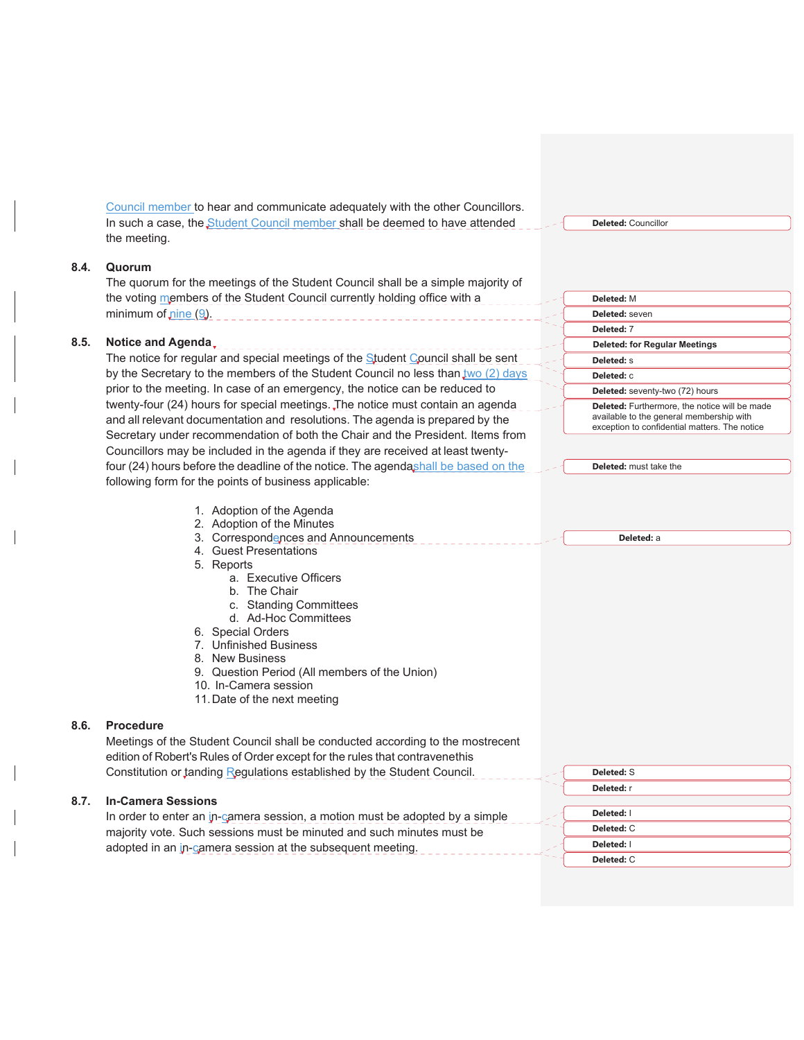Council member to hear and communicate adequately with the other Councillors. In such a case, the Student Council member shall be deemed to have attended the meeting.

**8.4. Quorum**

The quorum for the meetings of the Student Council shall be a simple majority of the voting members of the Student Council currently holding office with a minimum of nine (9).

**8.5. Notice and Agenda**

The notice for regular and special meetings of the Student Council shall be sent by the Secretary to the members of the Student Council no less than two (2) days prior to the meeting. In case of an emergency, the notice can be reduced to twenty-four (24) hours for special meetings. The notice must contain an agenda and all relevant documentation and resolutions. The agenda is prepared by the Secretary under recommendation of both the Chair and the President. Items from Councillors may be included in the agenda if they are received at least twenty-four (24) hours before the deadline of the notice. The agenda shall be based on the following form for the points of business applicable:

1. Adoption of the Agenda
2. Adoption of the Minutes
3. Correspondences and Announcements
4. Guest Presentations
5. Reports
   a. Executive Officers
   b. The Chair
   c. Standing Committees
   d. Ad-Hoc Committees
6. Special Orders
7. Unfinished Business
8. New Business
9. Question Period (All members of the Union)
10. In-Camera session
11. Date of the next meeting

**8.6. Procedure**

Meetings of the Student Council shall be conducted according to the mostrecent edition of Robert's Rules of Order except for the rules that contravenethis Constitution or tanding Regulations established by the Student Council.

**8.7. In-Camera Sessions**

In order to enter an in-camera session, a motion must be adopted by a simple majority vote. Such sessions must be minuted and such minutes must be adopted in an in-camera session at the subsequent meeting.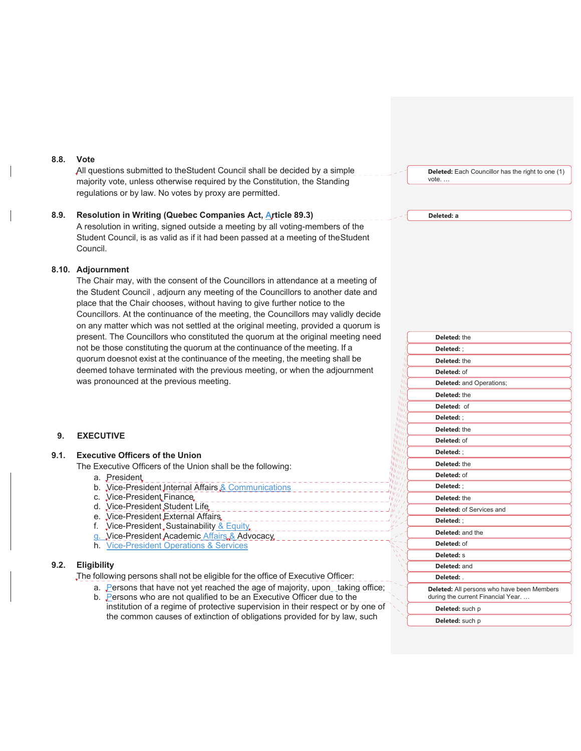### 8.8. Vote

All questions submitted to theStudent Council shall be decided by a simple majority vote, unless otherwise required by the Constitution, the Standing regulations or by law. No votes by proxy are permitted.

### 8.9. Resolution in Writing (Quebec Companies Act, Article 89.3)

A resolution in writing, signed outside a meeting by all voting-members of the Student Council, is as valid as if it had been passed at a meeting of theStudent Council.

### 8.10. Adjournment

The Chair may, with the consent of the Councillors in attendance at a meeting of the Student Council , adjourn any meeting of the Councillors to another date and place that the Chair chooses, without having to give further notice to the Councillors. At the continuance of the meeting, the Councillors may validly decide on any matter which was not settled at the original meeting, provided a quorum is present. The Councillors who constituted the quorum at the original meeting need not be those constituting the quorum at the continuance of the meeting. If a quorum doesnot exist at the continuance of the meeting, the meeting shall be deemed tohave terminated with the previous meeting, or when the adjournment was pronounced at the previous meeting.

## 9. EXECUTIVE

### 9.1. Executive Officers of the Union

The Executive Officers of the Union shall be the following:

a. President
b. Vice-President Internal Affairs & Communications
c. Vice-President Finance
d. Vice-President Student Life
e. Vice-President External Affairs
f. Vice-President Sustainability & Equity
g. Vice-President Academic Affairs & Advocacy
h. Vice-President Operations & Services

### 9.2. Eligibility

The following persons shall not be eligible for the office of Executive Officer:

a. Persons that have not yet reached the age of majority, upon taking office;
b. Persons who are not qualified to be an Executive Officer due to the institution of a regime of protective supervision in their respect or by one of the common causes of extinction of obligations provided for by law, such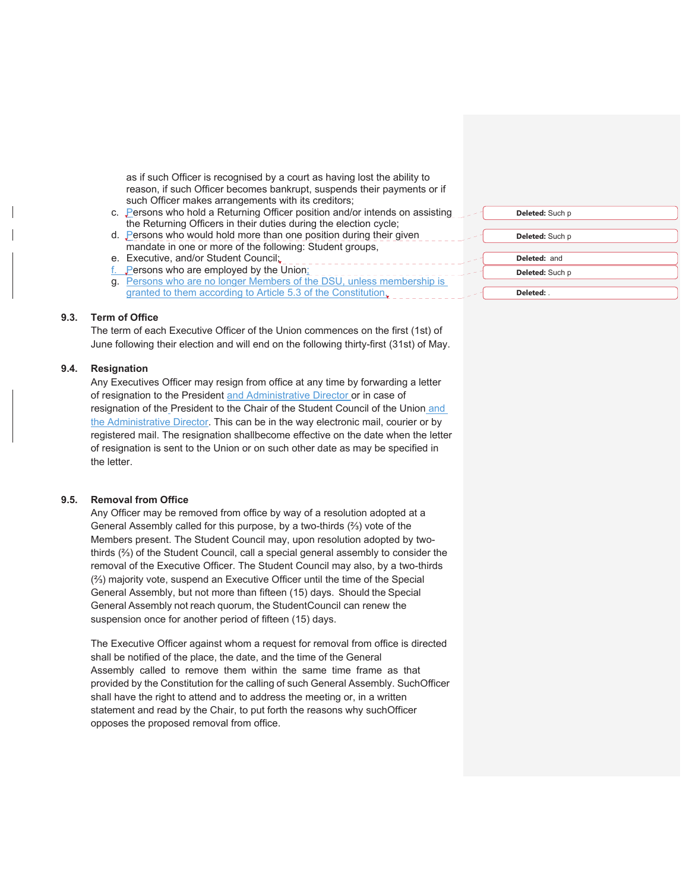as if such Officer is recognised by a court as having lost the ability to reason, if such Officer becomes bankrupt, suspends their payments or if such Officer makes arrangements with its creditors;

c. Persons who hold a Returning Officer position and/or intends on assisting the Returning Officers in their duties during the election cycle;
d. Persons who would hold more than one position during their given mandate in one or more of the following: Student groups,
e. Executive, and/or Student Council;
f. Persons who are employed by the Union;
g. Persons who are no longer Members of the DSU, unless membership is granted to them according to Article 5.3 of the Constitution.

Deleted: Such p

Deleted: Such p

Deleted: and

Deleted: Such p

Deleted: .

### 9.3. Term of Office

The term of each Executive Officer of the Union commences on the first (1st) of June following their election and will end on the following thirty-first (31st) of May.

### 9.4. Resignation

Any Executives Officer may resign from office at any time by forwarding a letter of resignation to the President and Administrative Director or in case of resignation of the President to the Chair of the Student Council of the Union and the Administrative Director. This can be in the way electronic mail, courier or by registered mail. The resignation shallbecome effective on the date when the letter of resignation is sent to the Union or on such other date as may be specified in the letter.

### 9.5. Removal from Office

Any Officer may be removed from office by way of a resolution adopted at a General Assembly called for this purpose, by a two-thirds (⅔) vote of the Members present. The Student Council may, upon resolution adopted by two-thirds (⅔) of the Student Council, call a special general assembly to consider the removal of the Executive Officer. The Student Council may also, by a two-thirds (⅔) majority vote, suspend an Executive Officer until the time of the Special General Assembly, but not more than fifteen (15) days. Should the Special General Assembly not reach quorum, the StudentCouncil can renew the suspension once for another period of fifteen (15) days.

The Executive Officer against whom a request for removal from office is directed shall be notified of the place, the date, and the time of the General Assembly called to remove them within the same time frame as that provided by the Constitution for the calling of such General Assembly. SuchOfficer shall have the right to attend and to address the meeting or, in a written statement and read by the Chair, to put forth the reasons why suchOfficer opposes the proposed removal from office.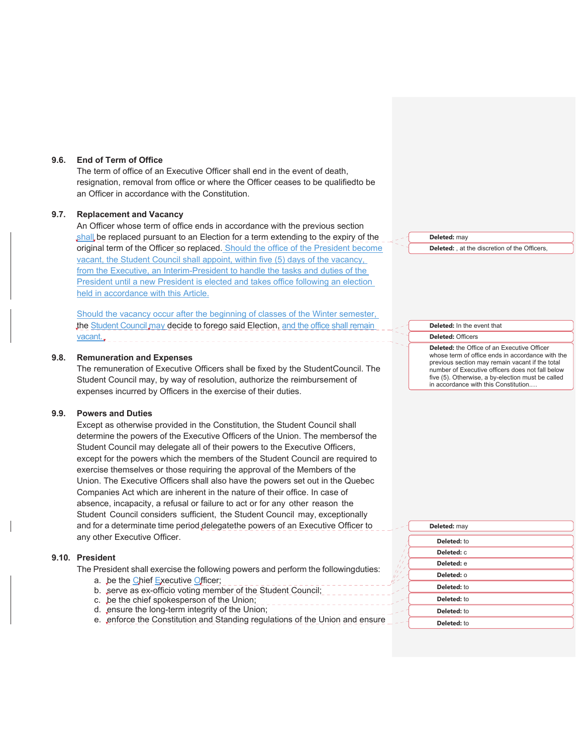### 9.6. End of Term of Office

The term of office of an Executive Officer shall end in the event of death, resignation, removal from office or where the Officer ceases to be qualifiedto be an Officer in accordance with the Constitution.

### 9.7. Replacement and Vacancy

An Officer whose term of office ends in accordance with the previous section shall be replaced pursuant to an Election for a term extending to the expiry of the original term of the Officer so replaced. Should the office of the President become vacant, the Student Council shall appoint, within five (5) days of the vacancy, from the Executive, an Interim-President to handle the tasks and duties of the President until a new President is elected and takes office following an election held in accordance with this Article.

Should the vacancy occur after the beginning of classes of the Winter semester, the Student Council may decide to forego said Election, and the office shall remain vacant.

### 9.8. Remuneration and Expenses

The remuneration of Executive Officers shall be fixed by the StudentCouncil. The Student Council may, by way of resolution, authorize the reimbursement of expenses incurred by Officers in the exercise of their duties.

### 9.9. Powers and Duties

Except as otherwise provided in the Constitution, the Student Council shall determine the powers of the Executive Officers of the Union. The membersof the Student Council may delegate all of their powers to the Executive Officers, except for the powers which the members of the Student Council are required to exercise themselves or those requiring the approval of the Members of the Union. The Executive Officers shall also have the powers set out in the Quebec Companies Act which are inherent in the nature of their office. In case of absence, incapacity, a refusal or failure to act or for any other reason the Student Council considers sufficient, the Student Council may, exceptionally and for a determinate time period delegatethe powers of an Executive Officer to any other Executive Officer.

### 9.10. President

The President shall exercise the following powers and perform the followingduties:

a. be the Chief Executive Officer;
b. serve as ex-officio voting member of the Student Council;
c. be the chief spokesperson of the Union;
d. ensure the long-term integrity of the Union;
e. enforce the Constitution and Standing regulations of the Union and ensure

Deleted: may

Deleted: , at the discretion of the Officers,

Deleted: In the event that

Deleted: Officers

Deleted: the Office of an Executive Officer whose term of office ends in accordance with the previous section may remain vacant if the total number of Executive officers does not fall below five (5). Otherwise, a by-election must be called in accordance with this Constitution.…

Deleted: may

Deleted: to

Deleted: c

Deleted: e

Deleted: o

Deleted: to

Deleted: to

Deleted: to

Deleted: to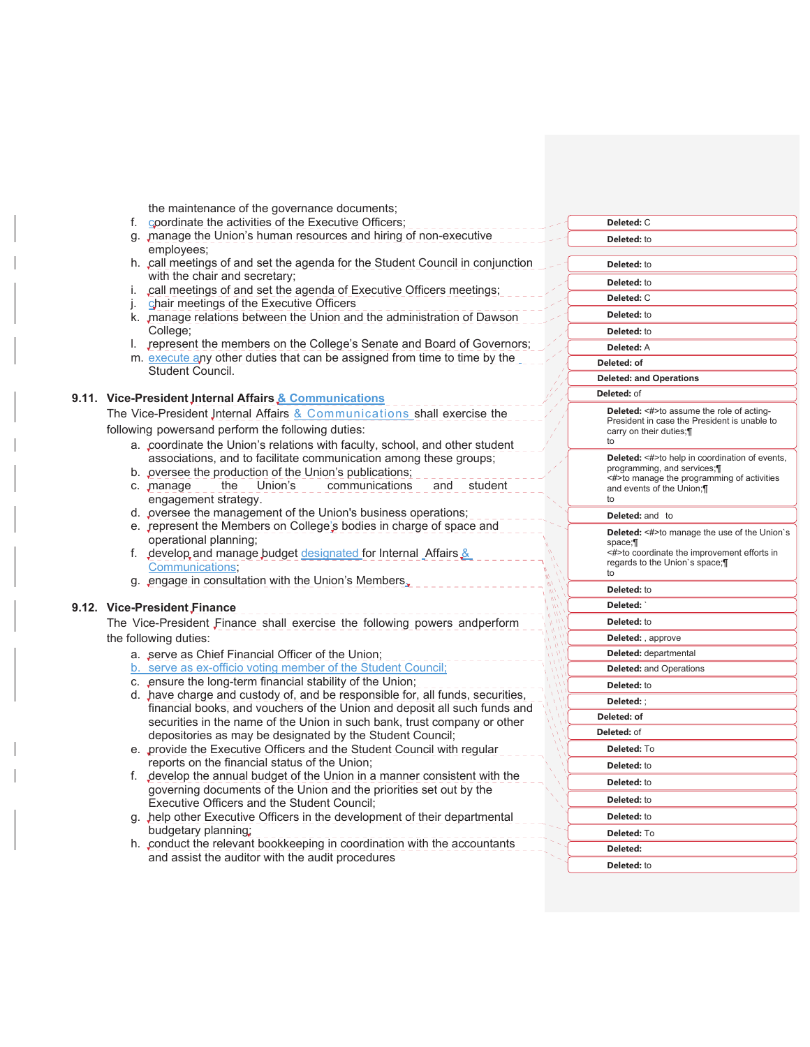the maintenance of the governance documents;

f. coordinate the activities of the Executive Officers;
g. manage the Union's human resources and hiring of non-executive employees;
h. call meetings of and set the agenda for the Student Council in conjunction with the chair and secretary;
i. call meetings of and set the agenda of Executive Officers meetings;
j. chair meetings of the Executive Officers
k. manage relations between the Union and the administration of Dawson College;
l. represent the members on the College's Senate and Board of Governors;
m. execute any other duties that can be assigned from time to time by the Student Council.

**9.11. Vice-President Internal Affairs & Communications**

The Vice-President Internal Affairs & Communications shall exercise the following powersand perform the following duties:

a. coordinate the Union's relations with faculty, school, and other student associations, and to facilitate communication among these groups;
b. oversee the production of the Union's publications;
c. manage the Union's communications and student engagement strategy.
d. oversee the management of the Union's business operations;
e. represent the Members on College's bodies in charge of space and operational planning;
f. develop and manage budget designated for Internal Affairs & Communications;
g. engage in consultation with the Union's Members.

**9.12. Vice-President Finance**

The Vice-President Finance shall exercise the following powers andperform the following duties:

a. serve as Chief Financial Officer of the Union;
b. serve as ex-officio voting member of the Student Council;
c. ensure the long-term financial stability of the Union;
d. have charge and custody of, and be responsible for, all funds, securities, financial books, and vouchers of the Union and deposit all such funds and securities in the name of the Union in such bank, trust company or other depositories as may be designated by the Student Council;
e. provide the Executive Officers and the Student Council with regular reports on the financial status of the Union;
f. develop the annual budget of the Union in a manner consistent with the governing documents of the Union and the priorities set out by the Executive Officers and the Student Council;
g. help other Executive Officers in the development of their departmental budgetary planning;
h. conduct the relevant bookkeeping in coordination with the accountants and assist the auditor with the audit procedures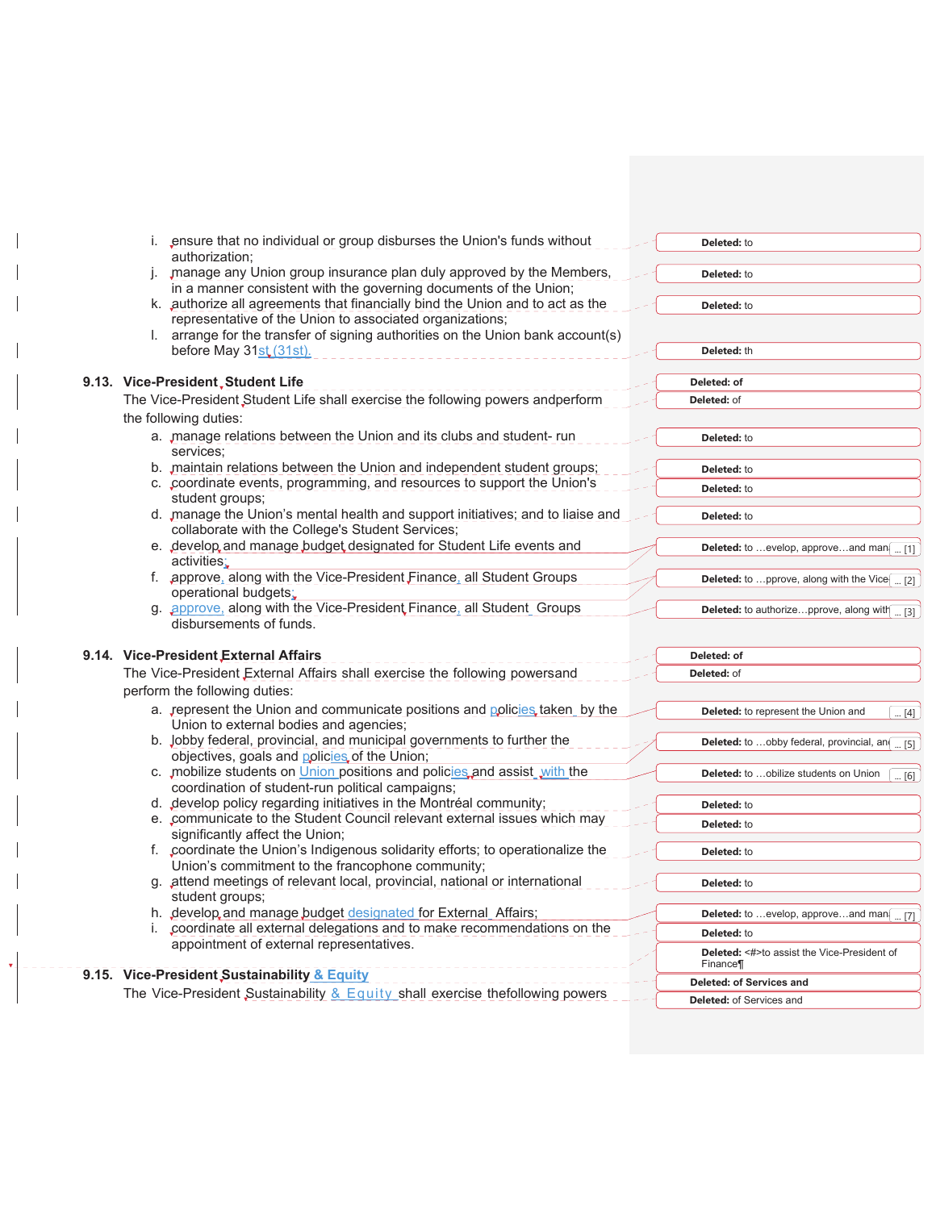i. ensure that no individual or group disburses the Union's funds without authorization;
j. manage any Union group insurance plan duly approved by the Members, in a manner consistent with the governing documents of the Union;
k. authorize all agreements that financially bind the Union and to act as the representative of the Union to associated organizations;
l. arrange for the transfer of signing authorities on the Union bank account(s) before May 31st (31st).

### 9.13. Vice-President Student Life

The Vice-President Student Life shall exercise the following powers andperform the following duties:

a. manage relations between the Union and its clubs and student- run services;
b. maintain relations between the Union and independent student groups;
c. coordinate events, programming, and resources to support the Union's student groups;
d. manage the Union's mental health and support initiatives; and to liaise and collaborate with the College's Student Services;
e. develop and manage budget designated for Student Life events and activities;
f. approve, along with the Vice-President Finance, all Student Groups operational budgets;
g. approve, along with the Vice-President Finance, all Student Groups disbursements of funds.

### 9.14. Vice-President External Affairs

The Vice-President External Affairs shall exercise the following powersand perform the following duties:

a. represent the Union and communicate positions and policies taken by the Union to external bodies and agencies;
b. lobby federal, provincial, and municipal governments to further the objectives, goals and policies of the Union;
c. mobilize students on Union positions and policies and assist with the coordination of student-run political campaigns;
d. develop policy regarding initiatives in the Montréal community;
e. communicate to the Student Council relevant external issues which may significantly affect the Union;
f. coordinate the Union's Indigenous solidarity efforts; to operationalize the Union's commitment to the francophone community;
g. attend meetings of relevant local, provincial, national or international student groups;
h. develop and manage budget designated for External Affairs;
i. coordinate all external delegations and to make recommendations on the appointment of external representatives.

### 9.15. Vice-President Sustainability & Equity

The Vice-President Sustainability & Equity shall exercise thefollowing powers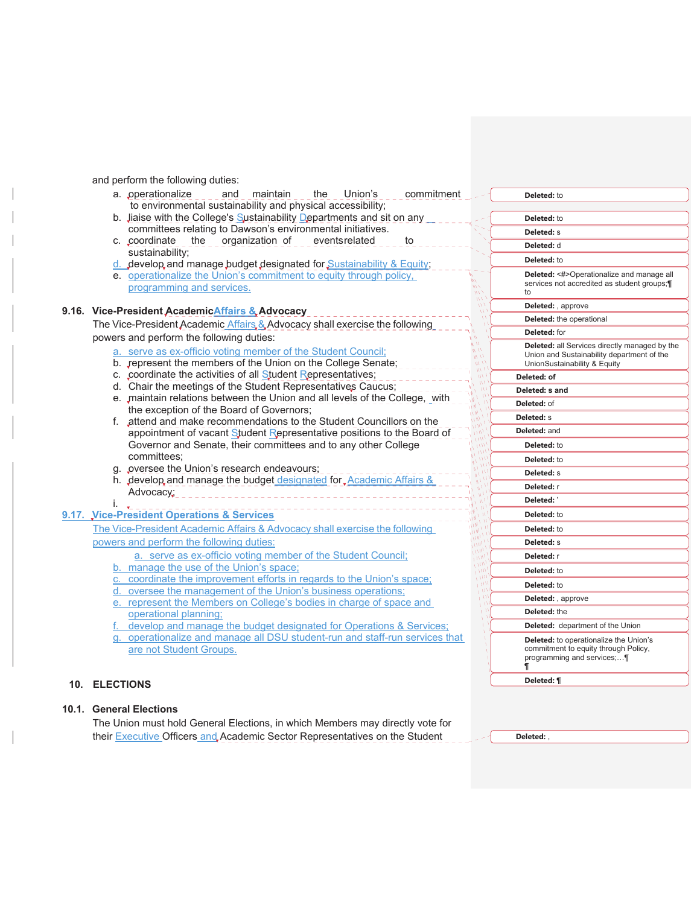and perform the following duties:

a. operationalize and maintain the Union's commitment to environmental sustainability and physical accessibility;
b. liaise with the College's Sustainability Departments and sit on any committees relating to Dawson's environmental initiatives.
c. coordinate the organization of events related to sustainability;
d. develop and manage budget designated for Sustainability & Equity;
e. operationalize the Union's commitment to equity through policy, programming and services.

### 9.16. Vice-President Academic Affairs & Advocacy

The Vice-President Academic Affairs & Advocacy shall exercise the following powers and perform the following duties:

a. serve as ex-officio voting member of the Student Council;
b. represent the members of the Union on the College Senate;
c. coordinate the activities of all Student Representatives;
d. Chair the meetings of the Student Representatives Caucus;
e. maintain relations between the Union and all levels of the College, with the exception of the Board of Governors;
f. attend and make recommendations to the Student Councillors on the appointment of vacant Student Representative positions to the Board of Governor and Senate, their committees and to any other College committees;
g. oversee the Union's research endeavours;
h. develop and manage the budget designated for Academic Affairs & Advocacy;
i.

### 9.17. Vice-President Operations & Services

The Vice-President Academic Affairs & Advocacy shall exercise the following powers and perform the following duties:

a. serve as ex-officio voting member of the Student Council;
b. manage the use of the Union's space;
c. coordinate the improvement efforts in regards to the Union's space;
d. oversee the management of the Union's business operations;
e. represent the Members on College's bodies in charge of space and operational planning;
f. develop and manage the budget designated for Operations & Services;
g. operationalize and manage all DSU student-run and staff-run services that are not Student Groups.

## 10. ELECTIONS

### 10.1. General Elections

The Union must hold General Elections, in which Members may directly vote for their Executive Officers and Academic Sector Representatives on the Student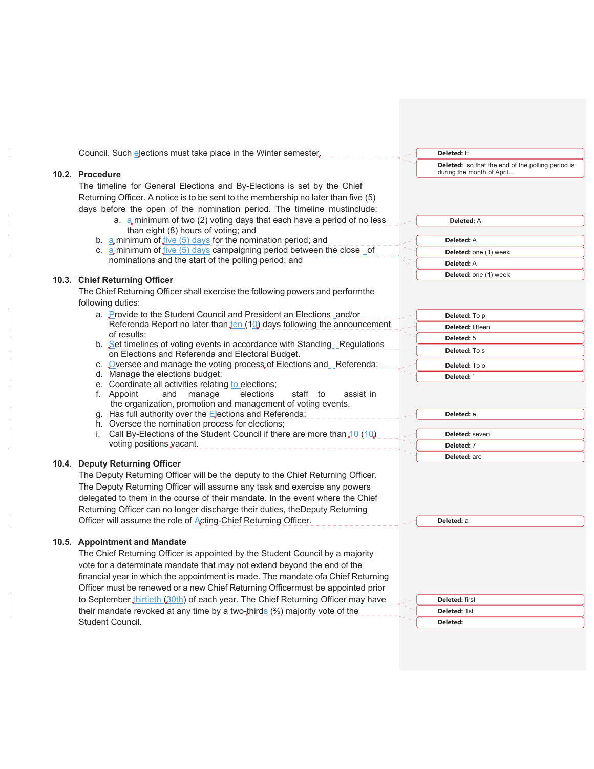Council. Such elections must take place in the Winter semester.

### 10.2. Procedure

The timeline for General Elections and By-Elections is set by the Chief Returning Officer. A notice is to be sent to the membership no later than five (5) days before the open of the nomination period. The timeline mustinclude:

a. a minimum of two (2) voting days that each have a period of no less than eight (8) hours of voting; and
b. a minimum of five (5) days for the nomination period; and
c. a minimum of five (5) days campaigning period between the close of nominations and the start of the polling period; and

### 10.3. Chief Returning Officer

The Chief Returning Officer shall exercise the following powers and performthe following duties:

a. Provide to the Student Council and President an Elections and/or Referenda Report no later than ten (10) days following the announcement of results;
b. Set timelines of voting events in accordance with Standing Regulations on Elections and Referenda and Electoral Budget.
c. Oversee and manage the voting process of Elections and Referenda;
d. Manage the elections budget;
e. Coordinate all activities relating to elections;
f. Appoint and manage elections staff to assist in the organization, promotion and management of voting events.
g. Has full authority over the Elections and Referenda;
h. Oversee the nomination process for elections;
i. Call By-Elections of the Student Council if there are more than 10 (10) voting positions vacant.

### 10.4. Deputy Returning Officer

The Deputy Returning Officer will be the deputy to the Chief Returning Officer. The Deputy Returning Officer will assume any task and exercise any powers delegated to them in the course of their mandate. In the event where the Chief Returning Officer can no longer discharge their duties, theDeputy Returning Officer will assume the role of Acting-Chief Returning Officer.

### 10.5. Appointment and Mandate

The Chief Returning Officer is appointed by the Student Council by a majority vote for a determinate mandate that may not extend beyond the end of the financial year in which the appointment is made. The mandate ofa Chief Returning Officer must be renewed or a new Chief Returning Officermust be appointed prior to September thirtieth (30th) of each year. The Chief Returning Officer may have their mandate revoked at any time by a two-thirds (⅔) majority vote of the Student Council.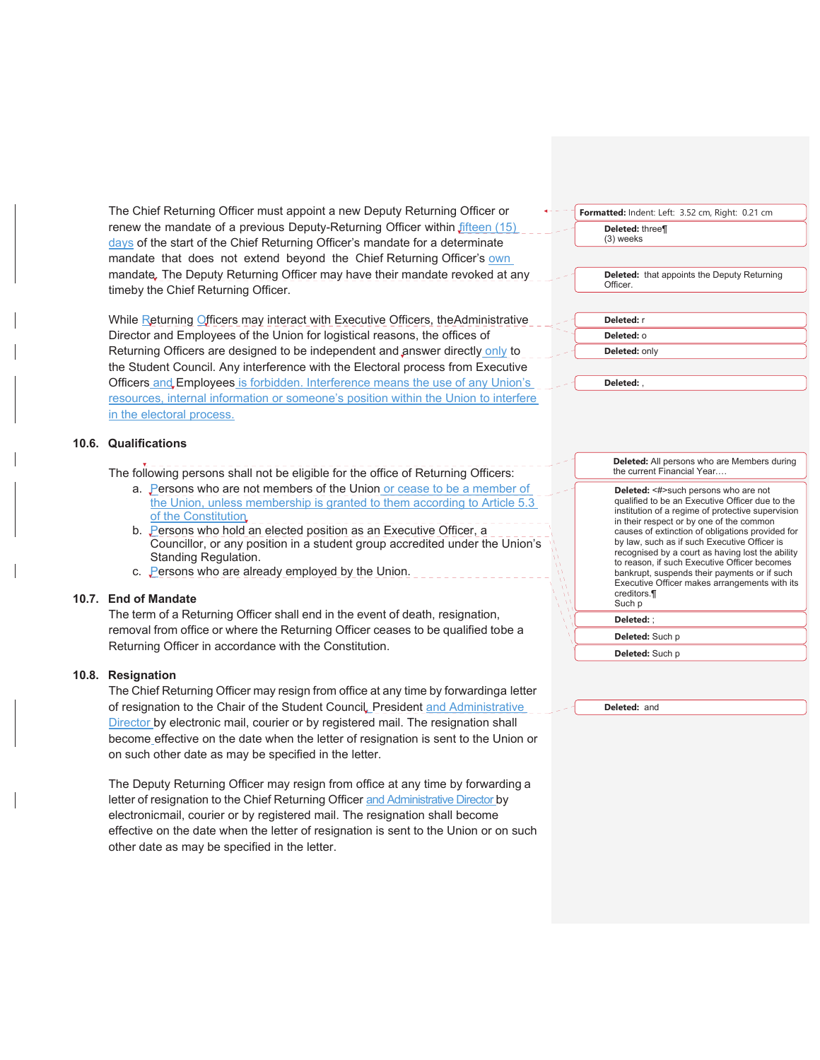The Chief Returning Officer must appoint a new Deputy Returning Officer or renew the mandate of a previous Deputy-Returning Officer within fifteen (15) days of the start of the Chief Returning Officer's mandate for a determinate mandate that does not extend beyond the Chief Returning Officer's own mandate. The Deputy Returning Officer may have their mandate revoked at any time by the Chief Returning Officer.

While Returning Officers may interact with Executive Officers, the Administrative Director and Employees of the Union for logistical reasons, the offices of Returning Officers are designed to be independent and answer directly only to the Student Council. Any interference with the Electoral process from Executive Officers and Employees is forbidden. Interference means the use of any Union's resources, internal information or someone's position within the Union to interfere in the electoral process.

### 10.6. Qualifications

The following persons shall not be eligible for the office of Returning Officers:

a. Persons who are not members of the Union or cease to be a member of the Union, unless membership is granted to them according to Article 5.3 of the Constitution.
b. Persons who hold an elected position as an Executive Officer, a Councillor, or any position in a student group accredited under the Union's Standing Regulation.
c. Persons who are already employed by the Union.

### 10.7. End of Mandate

The term of a Returning Officer shall end in the event of death, resignation, removal from office or where the Returning Officer ceases to be qualified to be a Returning Officer in accordance with the Constitution.

### 10.8. Resignation

The Chief Returning Officer may resign from office at any time by forwarding a letter of resignation to the Chair of the Student Council, President and Administrative Director by electronic mail, courier or by registered mail. The resignation shall become effective on the date when the letter of resignation is sent to the Union or on such other date as may be specified in the letter.

The Deputy Returning Officer may resign from office at any time by forwarding a letter of resignation to the Chief Returning Officer and Administrative Director by electronic mail, courier or by registered mail. The resignation shall become effective on the date when the letter of resignation is sent to the Union or on such other date as may be specified in the letter.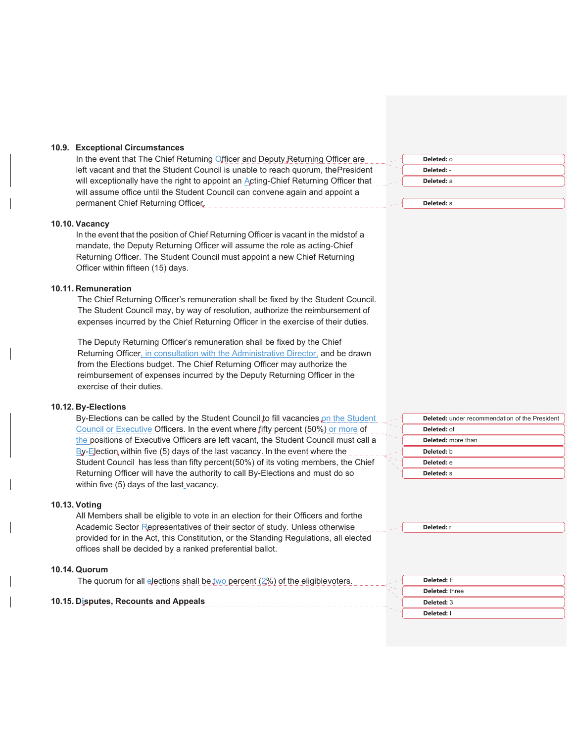### 10.9. Exceptional Circumstances

In the event that The Chief Returning Officer and Deputy Returning Officer are left vacant and that the Student Council is unable to reach quorum, the President will exceptionally have the right to appoint an Acting-Chief Returning Officer that will assume office until the Student Council can convene again and appoint a permanent Chief Returning Officer.

### 10.10. Vacancy

In the event that the position of Chief Returning Officer is vacant in the midst of a mandate, the Deputy Returning Officer will assume the role as acting-Chief Returning Officer. The Student Council must appoint a new Chief Returning Officer within fifteen (15) days.

### 10.11. Remuneration

The Chief Returning Officer's remuneration shall be fixed by the Student Council. The Student Council may, by way of resolution, authorize the reimbursement of expenses incurred by the Chief Returning Officer in the exercise of their duties.

The Deputy Returning Officer's remuneration shall be fixed by the Chief Returning Officer, in consultation with the Administrative Director, and be drawn from the Elections budget. The Chief Returning Officer may authorize the reimbursement of expenses incurred by the Deputy Returning Officer in the exercise of their duties.

### 10.12. By-Elections

By-Elections can be called by the Student Council to fill vacancies on the Student Council or Executive Officers. In the event where fifty percent (50%) or more of the positions of Executive Officers are left vacant, the Student Council must call a By-Election within five (5) days of the last vacancy. In the event where the Student Council has less than fifty percent(50%) of its voting members, the Chief Returning Officer will have the authority to call By-Elections and must do so within five (5) days of the last vacancy.

### 10.13. Voting

All Members shall be eligible to vote in an election for their Officers and for the Academic Sector Representatives of their sector of study. Unless otherwise provided for in the Act, this Constitution, or the Standing Regulations, all elected offices shall be decided by a ranked preferential ballot.

### 10.14. Quorum

The quorum for all elections shall be two percent (2%) of the eligible voters.

### 10.15. Disputes, Recounts and Appeals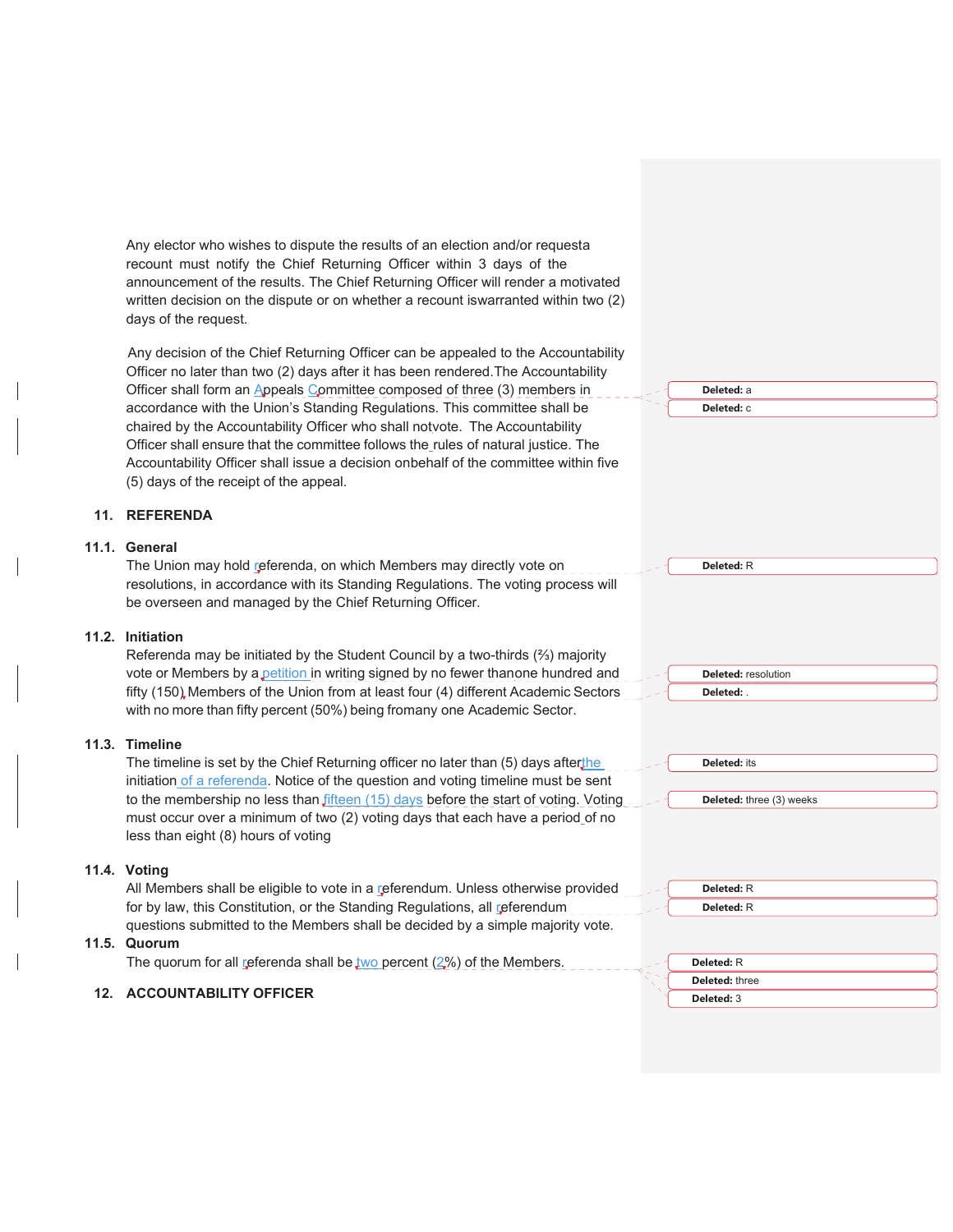Any elector who wishes to dispute the results of an election and/or requesta recount must notify the Chief Returning Officer within 3 days of the announcement of the results. The Chief Returning Officer will render a motivated written decision on the dispute or on whether a recount iswarranted within two (2) days of the request.

Any decision of the Chief Returning Officer can be appealed to the Accountability Officer no later than two (2) days after it has been rendered.The Accountability Officer shall form an Appeals Committee composed of three (3) members in accordance with the Union's Standing Regulations. This committee shall be chaired by the Accountability Officer who shall notvote. The Accountability Officer shall ensure that the committee follows the rules of natural justice. The Accountability Officer shall issue a decision onbehalf of the committee within five (5) days of the receipt of the appeal.

## 11. REFERENDA

### 11.1. General

The Union may hold referenda, on which Members may directly vote on resolutions, in accordance with its Standing Regulations. The voting process will be overseen and managed by the Chief Returning Officer.

### 11.2. Initiation

Referenda may be initiated by the Student Council by a two-thirds (⅔) majority vote or Members by a petition in writing signed by no fewer thanone hundred and fifty (150) Members of the Union from at least four (4) different Academic Sectors with no more than fifty percent (50%) being fromany one Academic Sector.

### 11.3. Timeline

The timeline is set by the Chief Returning officer no later than (5) days afterthe initiation of a referenda. Notice of the question and voting timeline must be sent to the membership no less than fifteen (15) days before the start of voting. Voting must occur over a minimum of two (2) voting days that each have a period of no less than eight (8) hours of voting

### 11.4. Voting

All Members shall be eligible to vote in a referendum. Unless otherwise provided for by law, this Constitution, or the Standing Regulations, all referendum questions submitted to the Members shall be decided by a simple majority vote.

### 11.5. Quorum

The quorum for all referenda shall be two percent (2%) of the Members.

## 12. ACCOUNTABILITY OFFICER

Deleted: a

Deleted: c

Deleted: R

Deleted: resolution

Deleted: .

Deleted: its

Deleted: three (3) weeks

Deleted: R

Deleted: R

Deleted: R

Deleted: three

Deleted: 3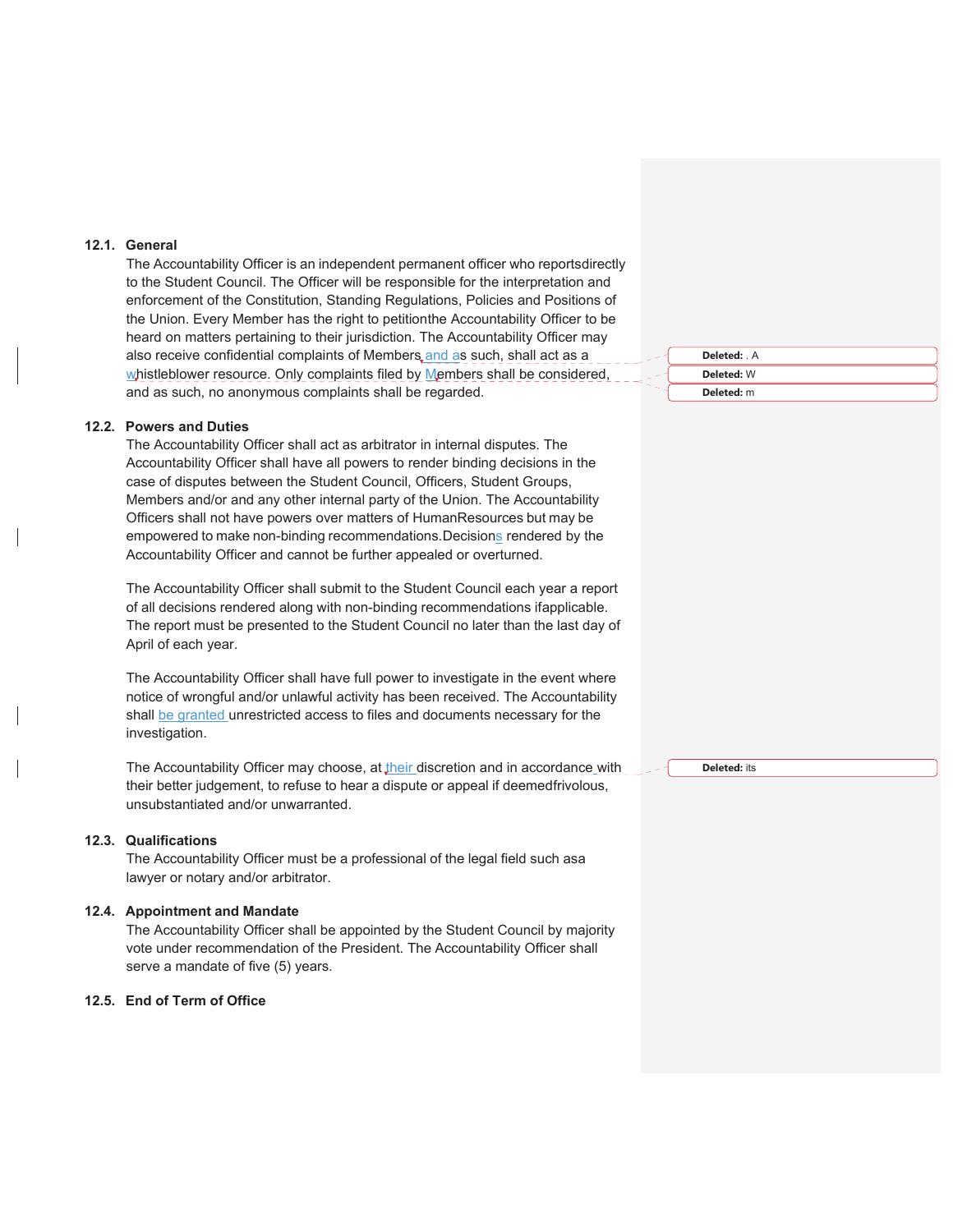### 12.1. General

The Accountability Officer is an independent permanent officer who reportsdirectly to the Student Council. The Officer will be responsible for the interpretation and enforcement of the Constitution, Standing Regulations, Policies and Positions of the Union. Every Member has the right to petitionthe Accountability Officer to be heard on matters pertaining to their jurisdiction. The Accountability Officer may also receive confidential complaints of Members and as such, shall act as a whistleblower resource. Only complaints filed by Members shall be considered, and as such, no anonymous complaints shall be regarded.

### 12.2. Powers and Duties

The Accountability Officer shall act as arbitrator in internal disputes. The Accountability Officer shall have all powers to render binding decisions in the case of disputes between the Student Council, Officers, Student Groups, Members and/or and any other internal party of the Union. The Accountability Officers shall not have powers over matters of HumanResources but may be empowered to make non-binding recommendations.Decisions rendered by the Accountability Officer and cannot be further appealed or overturned.

The Accountability Officer shall submit to the Student Council each year a report of all decisions rendered along with non-binding recommendations ifapplicable. The report must be presented to the Student Council no later than the last day of April of each year.

The Accountability Officer shall have full power to investigate in the event where notice of wrongful and/or unlawful activity has been received. The Accountability shall be granted unrestricted access to files and documents necessary for the investigation.

The Accountability Officer may choose, at their discretion and in accordance with their better judgement, to refuse to hear a dispute or appeal if deemedfrivolous, unsubstantiated and/or unwarranted.

### 12.3. Qualifications

The Accountability Officer must be a professional of the legal field such asa lawyer or notary and/or arbitrator.

### 12.4. Appointment and Mandate

The Accountability Officer shall be appointed by the Student Council by majority vote under recommendation of the President. The Accountability Officer shall serve a mandate of five (5) years.

### 12.5. End of Term of Office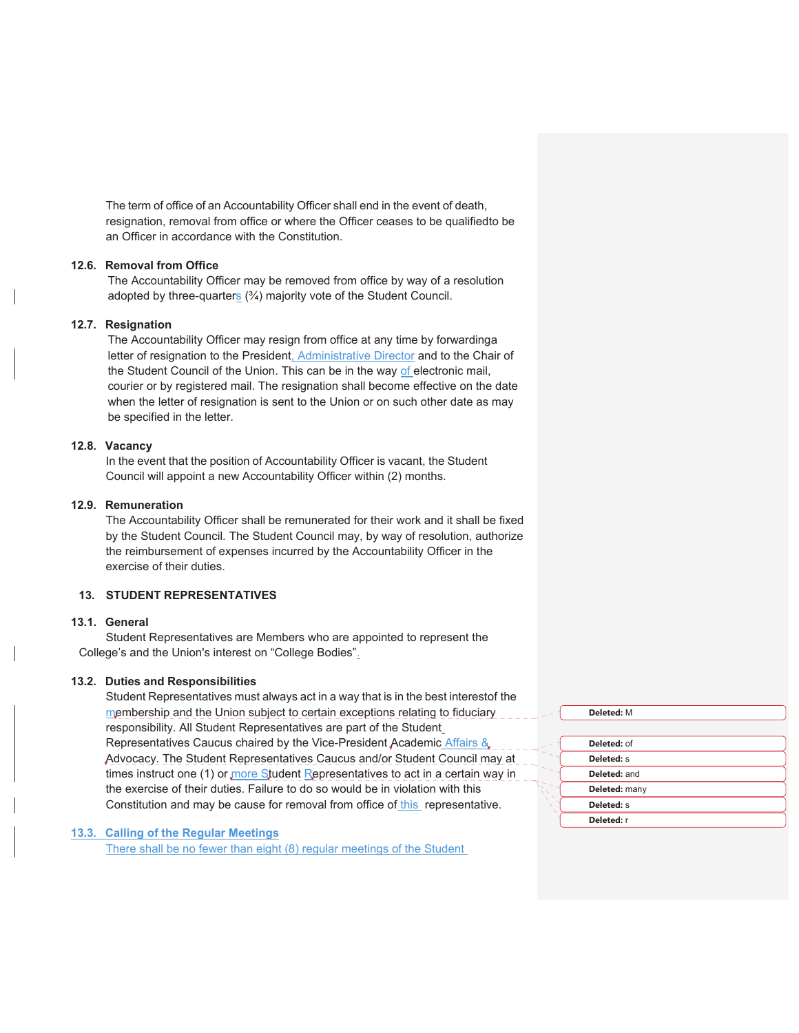The term of office of an Accountability Officer shall end in the event of death, resignation, removal from office or where the Officer ceases to be qualifiedto be an Officer in accordance with the Constitution.

### 12.6. Removal from Office

The Accountability Officer may be removed from office by way of a resolution adopted by three-quarters (¾) majority vote of the Student Council.

### 12.7. Resignation

The Accountability Officer may resign from office at any time by forwardinga letter of resignation to the President, Administrative Director and to the Chair of the Student Council of the Union. This can be in the way of electronic mail, courier or by registered mail. The resignation shall become effective on the date when the letter of resignation is sent to the Union or on such other date as may be specified in the letter.

### 12.8. Vacancy

In the event that the position of Accountability Officer is vacant, the Student Council will appoint a new Accountability Officer within (2) months.

### 12.9. Remuneration

The Accountability Officer shall be remunerated for their work and it shall be fixed by the Student Council. The Student Council may, by way of resolution, authorize the reimbursement of expenses incurred by the Accountability Officer in the exercise of their duties.

## 13. STUDENT REPRESENTATIVES

### 13.1. General

Student Representatives are Members who are appointed to represent the College's and the Union's interest on "College Bodies".

### 13.2. Duties and Responsibilities

Student Representatives must always act in a way that is in the best interestof the membership and the Union subject to certain exceptions relating to fiduciary responsibility. All Student Representatives are part of the Student Representatives Caucus chaired by the Vice-President Academic Affairs & Advocacy. The Student Representatives Caucus and/or Student Council may at times instruct one (1) or more Student Representatives to act in a certain way in the exercise of their duties. Failure to do so would be in violation with this Constitution and may be cause for removal from office of this representative.

### 13.3. Calling of the Regular Meetings

There shall be no fewer than eight (8) regular meetings of the Student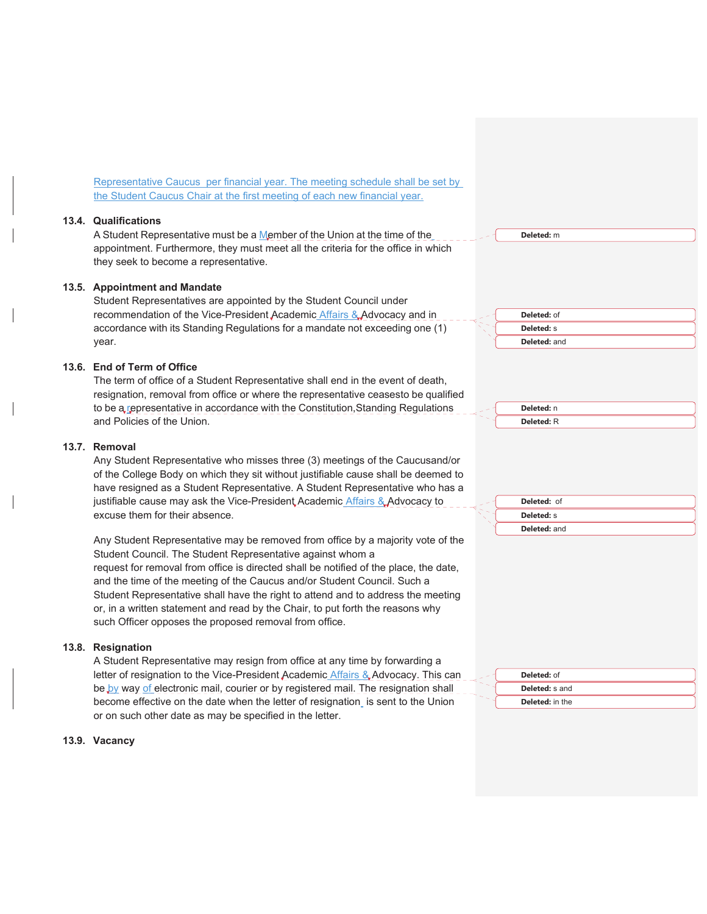Representative Caucus per financial year. The meeting schedule shall be set by the Student Caucus Chair at the first meeting of each new financial year.

### 13.4. Qualifications

A Student Representative must be a Member of the Union at the time of the appointment. Furthermore, they must meet all the criteria for the office in which they seek to become a representative.

### 13.5. Appointment and Mandate

Student Representatives are appointed by the Student Council under recommendation of the Vice-President Academic Affairs & Advocacy and in accordance with its Standing Regulations for a mandate not exceeding one (1) year.

### 13.6. End of Term of Office

The term of office of a Student Representative shall end in the event of death, resignation, removal from office or where the representative ceasesto be qualified to be a representative in accordance with the Constitution,Standing Regulations and Policies of the Union.

### 13.7. Removal

Any Student Representative who misses three (3) meetings of the Caucusand/or of the College Body on which they sit without justifiable cause shall be deemed to have resigned as a Student Representative. A Student Representative who has a justifiable cause may ask the Vice-President Academic Affairs & Advocacy to excuse them for their absence.

Any Student Representative may be removed from office by a majority vote of the Student Council. The Student Representative against whom a request for removal from office is directed shall be notified of the place, the date, and the time of the meeting of the Caucus and/or Student Council. Such a Student Representative shall have the right to attend and to address the meeting or, in a written statement and read by the Chair, to put forth the reasons why such Officer opposes the proposed removal from office.

### 13.8. Resignation

A Student Representative may resign from office at any time by forwarding a letter of resignation to the Vice-President Academic Affairs & Advocacy. This can be by way of electronic mail, courier or by registered mail. The resignation shall become effective on the date when the letter of resignation is sent to the Union or on such other date as may be specified in the letter.

### 13.9. Vacancy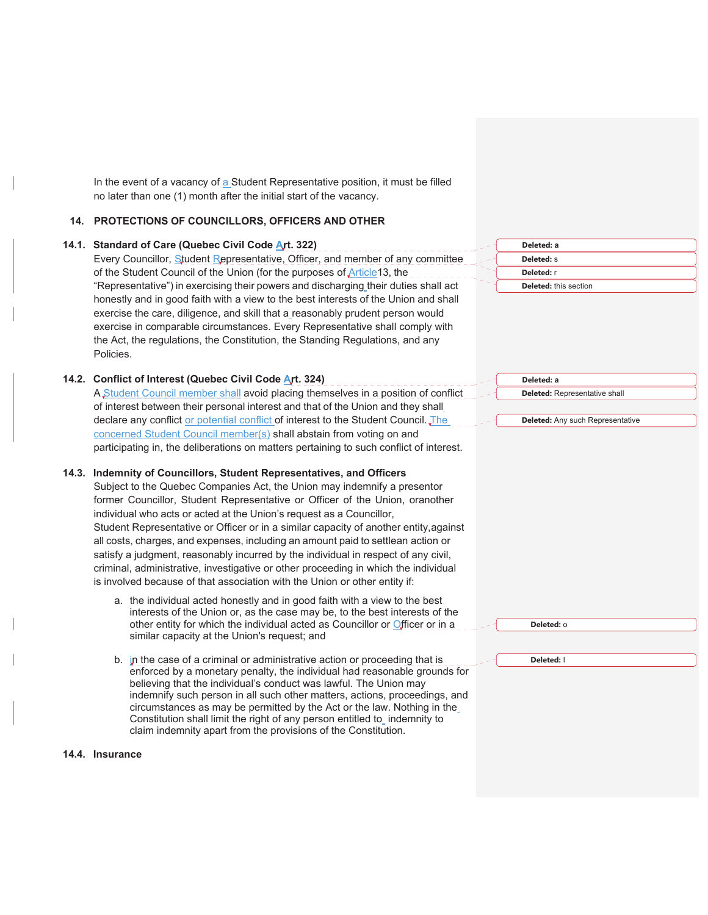In the event of a vacancy of a Student Representative position, it must be filled no later than one (1) month after the initial start of the vacancy.

## 14. PROTECTIONS OF COUNCILLORS, OFFICERS AND OTHER

### 14.1. Standard of Care (Quebec Civil Code Art. 322)

Every Councillor, Student Representative, Officer, and member of any committee of the Student Council of the Union (for the purposes of Article 13, the "Representative") in exercising their powers and discharging their duties shall act honestly and in good faith with a view to the best interests of the Union and shall exercise the care, diligence, and skill that a reasonably prudent person would exercise in comparable circumstances. Every Representative shall comply with the Act, the regulations, the Constitution, the Standing Regulations, and any Policies.

### 14.2. Conflict of Interest (Quebec Civil Code Art. 324)

A Student Council member shall avoid placing themselves in a position of conflict of interest between their personal interest and that of the Union and they shall declare any conflict or potential conflict of interest to the Student Council. The concerned Student Council member(s) shall abstain from voting on and participating in, the deliberations on matters pertaining to such conflict of interest.

### 14.3. Indemnity of Councillors, Student Representatives, and Officers

Subject to the Quebec Companies Act, the Union may indemnify a presentor former Councillor, Student Representative or Officer of the Union, oranother individual who acts or acted at the Union's request as a Councillor, Student Representative or Officer or in a similar capacity of another entity,against all costs, charges, and expenses, including an amount paid to settlean action or satisfy a judgment, reasonably incurred by the individual in respect of any civil, criminal, administrative, investigative or other proceeding in which the individual is involved because of that association with the Union or other entity if:

a. the individual acted honestly and in good faith with a view to the best interests of the Union or, as the case may be, to the best interests of the other entity for which the individual acted as Councillor or Officer or in a similar capacity at the Union's request; and

b. in the case of a criminal or administrative action or proceeding that is enforced by a monetary penalty, the individual had reasonable grounds for believing that the individual's conduct was lawful. The Union may indemnify such person in all such other matters, actions, proceedings, and circumstances as may be permitted by the Act or the law. Nothing in the Constitution shall limit the right of any person entitled to indemnity to claim indemnity apart from the provisions of the Constitution.

### 14.4. Insurance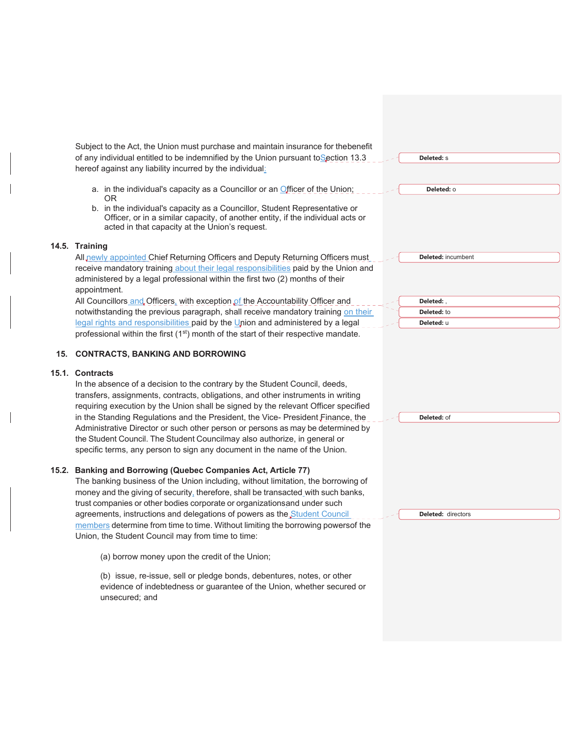Subject to the Act, the Union must purchase and maintain insurance for the benefit of any individual entitled to be indemnified by the Union pursuant to Section 13.3 hereof against any liability incurred by the individual:

a. in the individual's capacity as a Councillor or an Officer of the Union; OR
b. in the individual's capacity as a Councillor, Student Representative or Officer, or in a similar capacity, of another entity, if the individual acts or acted in that capacity at the Union's request.

### 14.5. Training

All newly appointed Chief Returning Officers and Deputy Returning Officers must receive mandatory training about their legal responsibilities paid by the Union and administered by a legal professional within the first two (2) months of their appointment.

All Councillors and Officers, with exception of the Accountability Officer and notwithstanding the previous paragraph, shall receive mandatory training on their legal rights and responsibilities paid by the Union and administered by a legal professional within the first (1st) month of the start of their respective mandate.

## 15. CONTRACTS, BANKING AND BORROWING

### 15.1. Contracts

In the absence of a decision to the contrary by the Student Council, deeds, transfers, assignments, contracts, obligations, and other instruments in writing requiring execution by the Union shall be signed by the relevant Officer specified in the Standing Regulations and the President, the Vice- President Finance, the Administrative Director or such other person or persons as may be determined by the Student Council. The Student Council may also authorize, in general or specific terms, any person to sign any document in the name of the Union.

### 15.2. Banking and Borrowing (Quebec Companies Act, Article 77)

The banking business of the Union including, without limitation, the borrowing of money and the giving of security, therefore, shall be transacted with such banks, trust companies or other bodies corporate or organizations and under such agreements, instructions and delegations of powers as the Student Council members determine from time to time. Without limiting the borrowing powers of the Union, the Student Council may from time to time:

(a) borrow money upon the credit of the Union;

(b) issue, re-issue, sell or pledge bonds, debentures, notes, or other evidence of indebtedness or guarantee of the Union, whether secured or unsecured; and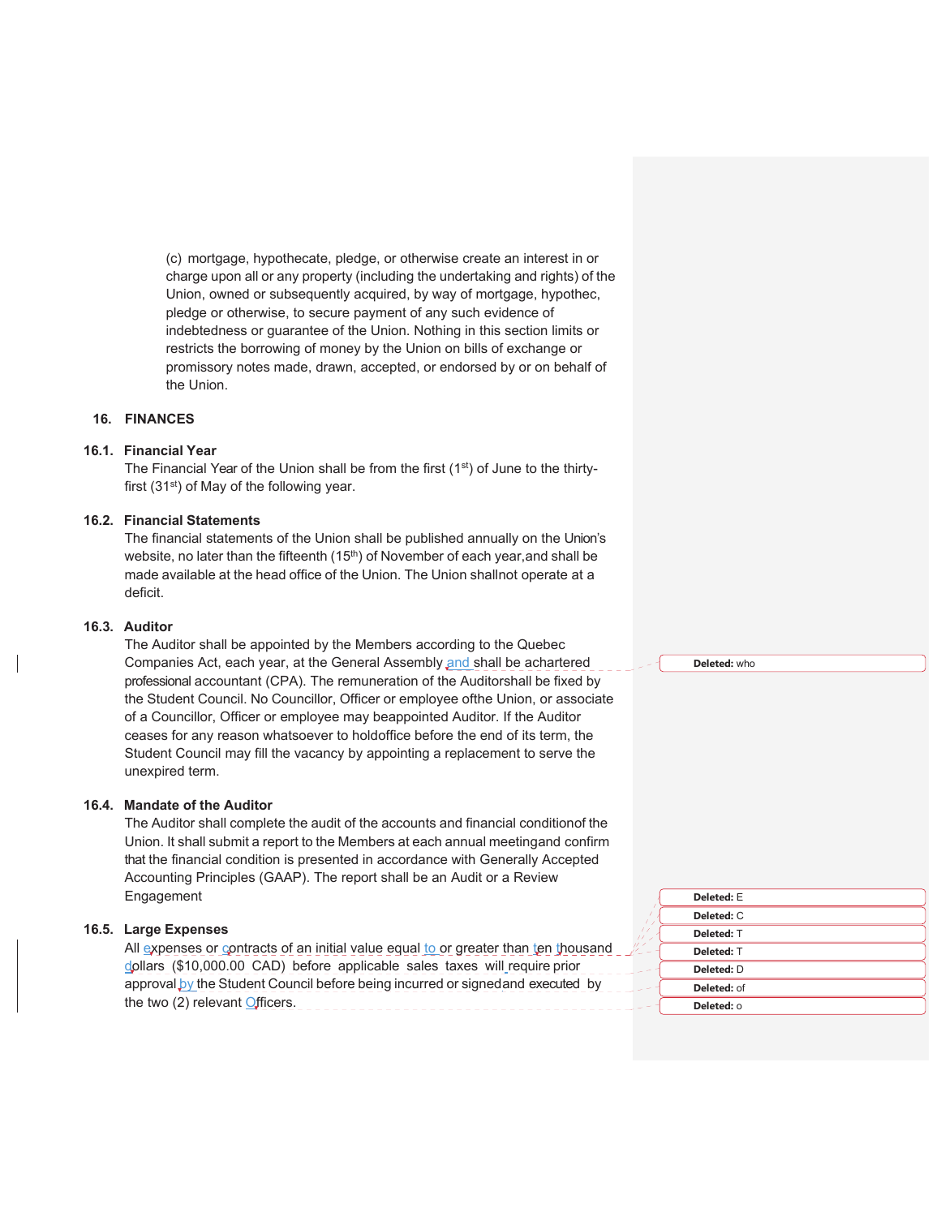(c) mortgage, hypothecate, pledge, or otherwise create an interest in or charge upon all or any property (including the undertaking and rights) of the Union, owned or subsequently acquired, by way of mortgage, hypothec, pledge or otherwise, to secure payment of any such evidence of indebtedness or guarantee of the Union. Nothing in this section limits or restricts the borrowing of money by the Union on bills of exchange or promissory notes made, drawn, accepted, or endorsed by or on behalf of the Union.

## 16. FINANCES

### 16.1. Financial Year

The Financial Year of the Union shall be from the first (1st) of June to the thirty-first (31st) of May of the following year.

### 16.2. Financial Statements

The financial statements of the Union shall be published annually on the Union's website, no later than the fifteenth (15th) of November of each year,and shall be made available at the head office of the Union. The Union shallnot operate at a deficit.

### 16.3. Auditor

The Auditor shall be appointed by the Members according to the Quebec Companies Act, each year, at the General Assembly and shall be achartered professional accountant (CPA). The remuneration of the Auditorshall be fixed by the Student Council. No Councillor, Officer or employee ofthe Union, or associate of a Councillor, Officer or employee may beappointed Auditor. If the Auditor ceases for any reason whatsoever to holdoffice before the end of its term, the Student Council may fill the vacancy by appointing a replacement to serve the unexpired term.

Deleted: who

### 16.4. Mandate of the Auditor

The Auditor shall complete the audit of the accounts and financial conditionof the Union. It shall submit a report to the Members at each annual meetingand confirm that the financial condition is presented in accordance with Generally Accepted Accounting Principles (GAAP). The report shall be an Audit or a Review Engagement

### 16.5. Large Expenses

All expenses or contracts of an initial value equal to or greater than ten thousand dollars ($10,000.00 CAD) before applicable sales taxes will require prior approval by the Student Council before being incurred or signedand executed by the two (2) relevant Officers.

Deleted: E

Deleted: C

Deleted: T

Deleted: T

Deleted: D

Deleted: of

Deleted: o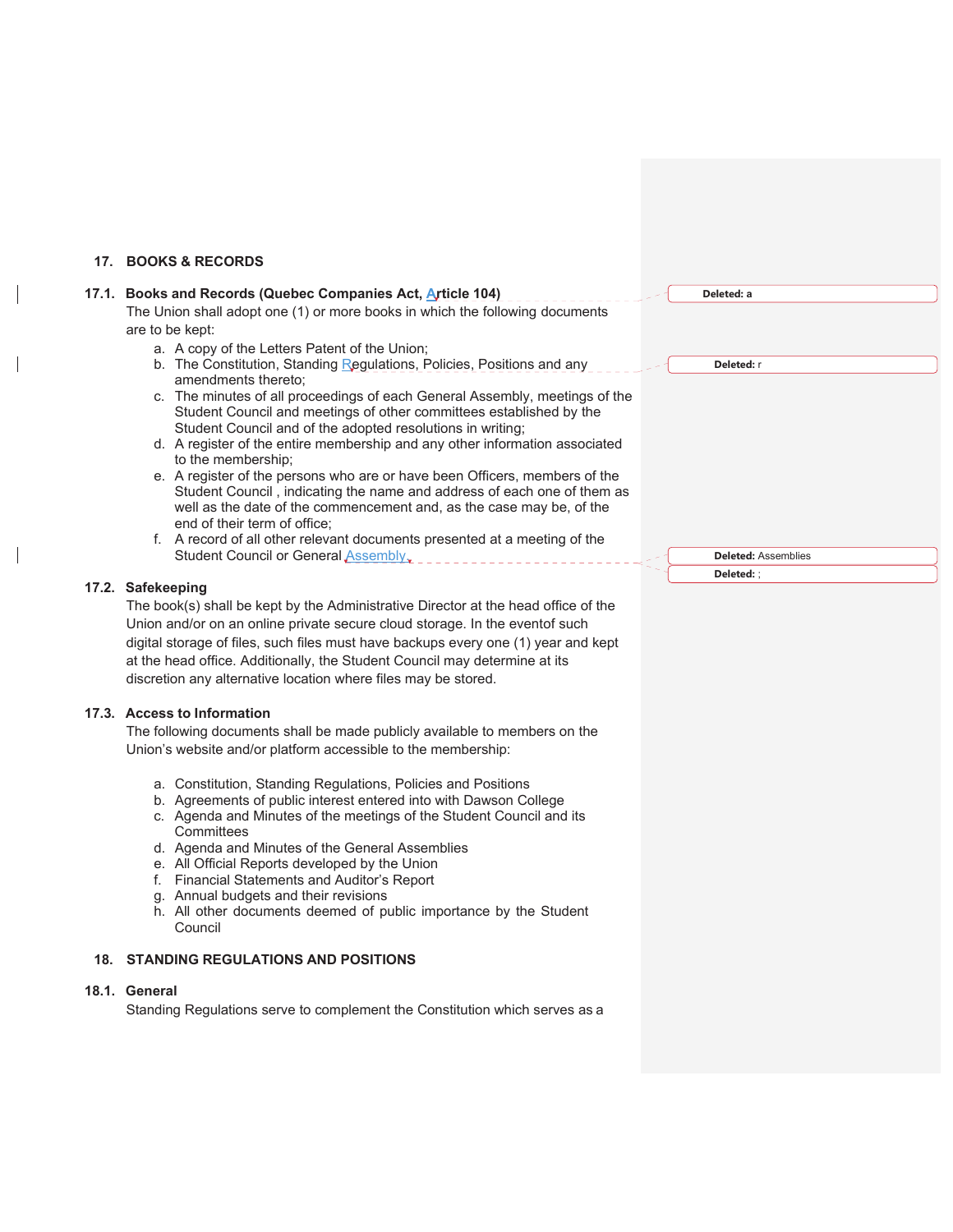## 17. BOOKS & RECORDS

### 17.1. Books and Records (Quebec Companies Act, Article 104)

The Union shall adopt one (1) or more books in which the following documents are to be kept:

a. A copy of the Letters Patent of the Union;
b. The Constitution, Standing Regulations, Policies, Positions and any amendments thereto;
c. The minutes of all proceedings of each General Assembly, meetings of the Student Council and meetings of other committees established by the Student Council and of the adopted resolutions in writing;
d. A register of the entire membership and any other information associated to the membership;
e. A register of the persons who are or have been Officers, members of the Student Council , indicating the name and address of each one of them as well as the date of the commencement and, as the case may be, of the end of their term of office;
f. A record of all other relevant documents presented at a meeting of the Student Council or General Assembly.

### 17.2. Safekeeping

The book(s) shall be kept by the Administrative Director at the head office of the Union and/or on an online private secure cloud storage. In the eventof such digital storage of files, such files must have backups every one (1) year and kept at the head office. Additionally, the Student Council may determine at its discretion any alternative location where files may be stored.

### 17.3. Access to Information

The following documents shall be made publicly available to members on the Union's website and/or platform accessible to the membership:

a. Constitution, Standing Regulations, Policies and Positions
b. Agreements of public interest entered into with Dawson College
c. Agenda and Minutes of the meetings of the Student Council and its Committees
d. Agenda and Minutes of the General Assemblies
e. All Official Reports developed by the Union
f. Financial Statements and Auditor's Report
g. Annual budgets and their revisions
h. All other documents deemed of public importance by the Student Council

## 18. STANDING REGULATIONS AND POSITIONS

### 18.1. General

Standing Regulations serve to complement the Constitution which serves as a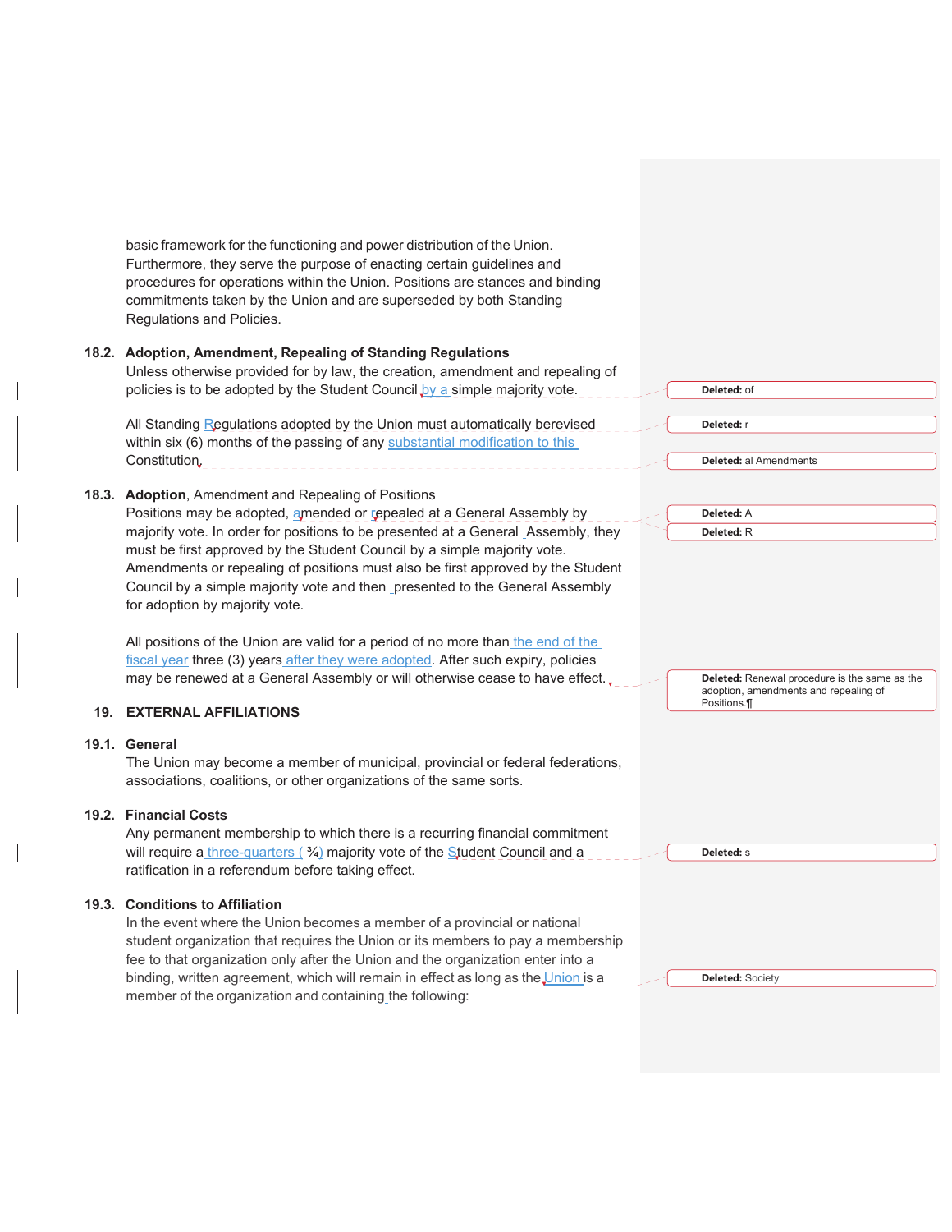basic framework for the functioning and power distribution of the Union. Furthermore, they serve the purpose of enacting certain guidelines and procedures for operations within the Union. Positions are stances and binding commitments taken by the Union and are superseded by both Standing Regulations and Policies.

**18.2. Adoption, Amendment, Repealing of Standing Regulations**

Unless otherwise provided for by law, the creation, amendment and repealing of policies is to be adopted by the Student Council by a simple majority vote.

All Standing Regulations adopted by the Union must automatically berevised within six (6) months of the passing of any substantial modification to this Constitution.

**18.3. Adoption**, Amendment and Repealing of Positions

Positions may be adopted, amended or repealed at a General Assembly by majority vote. In order for positions to be presented at a General Assembly, they must be first approved by the Student Council by a simple majority vote. Amendments or repealing of positions must also be first approved by the Student Council by a simple majority vote and then presented to the General Assembly for adoption by majority vote.

All positions of the Union are valid for a period of no more than the end of the fiscal year three (3) years after they were adopted. After such expiry, policies may be renewed at a General Assembly or will otherwise cease to have effect.

## 19. EXTERNAL AFFILIATIONS

**19.1. General**

The Union may become a member of municipal, provincial or federal federations, associations, coalitions, or other organizations of the same sorts.

**19.2. Financial Costs**

Any permanent membership to which there is a recurring financial commitment will require a three-quarters ( ¾) majority vote of the Student Council and a ratification in a referendum before taking effect.

**19.3. Conditions to Affiliation**

In the event where the Union becomes a member of a provincial or national student organization that requires the Union or its members to pay a membership fee to that organization only after the Union and the organization enter into a binding, written agreement, which will remain in effect as long as the Union is a member of the organization and containing the following:

Deleted: of

Deleted: r

Deleted: al Amendments

Deleted: A

Deleted: R

Deleted: Renewal procedure is the same as the adoption, amendments and repealing of Positions.¶

Deleted: s

Deleted: Society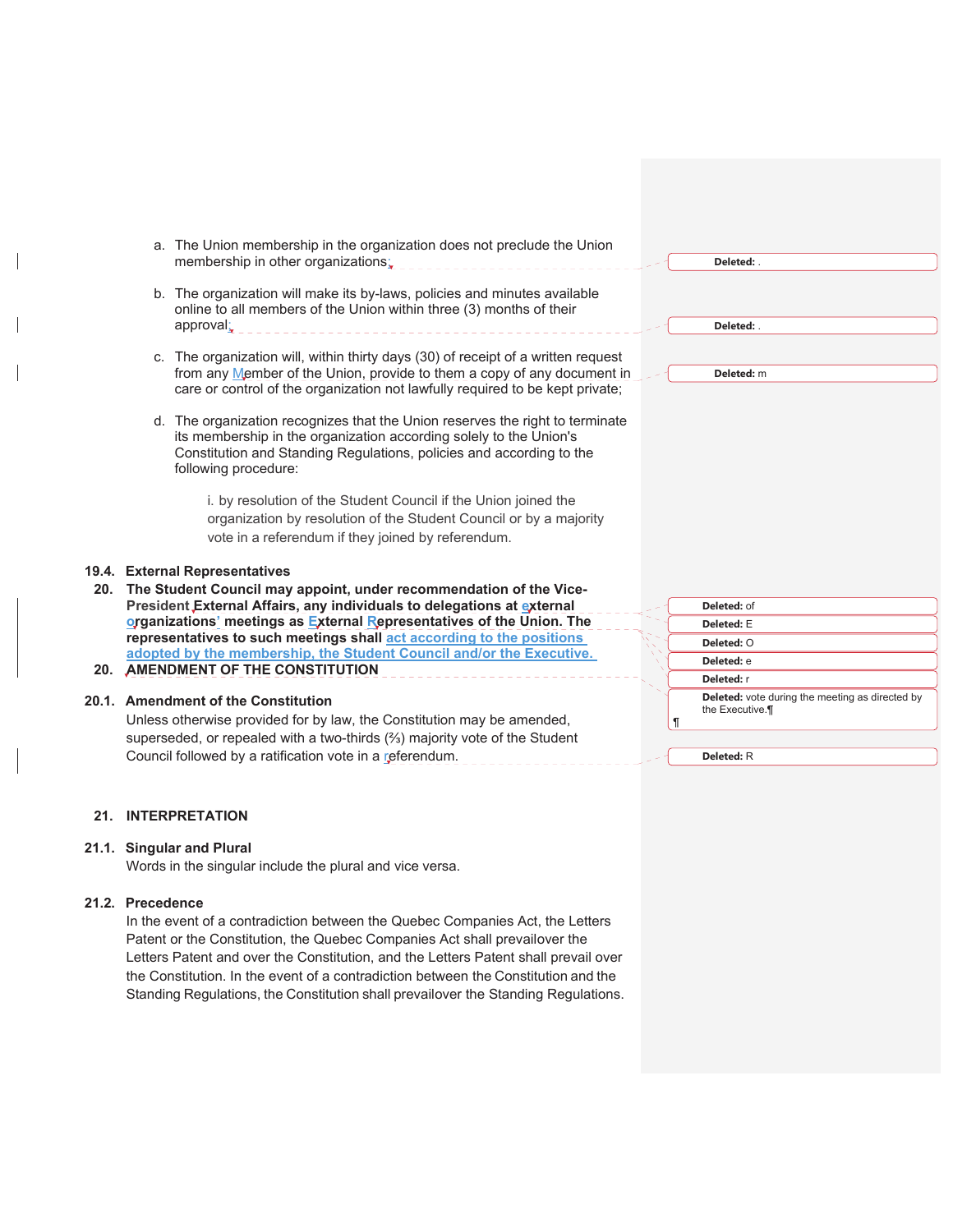a. The Union membership in the organization does not preclude the Union membership in other organizations;

b. The organization will make its by-laws, policies and minutes available online to all members of the Union within three (3) months of their approval;

c. The organization will, within thirty days (30) of receipt of a written request from any Member of the Union, provide to them a copy of any document in care or control of the organization not lawfully required to be kept private;

d. The organization recognizes that the Union reserves the right to terminate its membership in the organization according solely to the Union's Constitution and Standing Regulations, policies and according to the following procedure:

    i. by resolution of the Student Council if the Union joined the organization by resolution of the Student Council or by a majority vote in a referendum if they joined by referendum.

**19.4. External Representatives**

**20. The Student Council may appoint, under recommendation of the Vice-President External Affairs, any individuals to delegations at external organizations' meetings as External Representatives of the Union. The representatives to such meetings shall act according to the positions adopted by the membership, the Student Council and/or the Executive.**

## 20. AMENDMENT OF THE CONSTITUTION

**20.1. Amendment of the Constitution**

Unless otherwise provided for by law, the Constitution may be amended, superseded, or repealed with a two-thirds (⅔) majority vote of the Student Council followed by a ratification vote in a referendum.

## 21. INTERPRETATION

**21.1. Singular and Plural**

Words in the singular include the plural and vice versa.

**21.2. Precedence**

In the event of a contradiction between the Quebec Companies Act, the Letters Patent or the Constitution, the Quebec Companies Act shall prevailover the Letters Patent and over the Constitution, and the Letters Patent shall prevail over the Constitution. In the event of a contradiction between the Constitution and the Standing Regulations, the Constitution shall prevailover the Standing Regulations.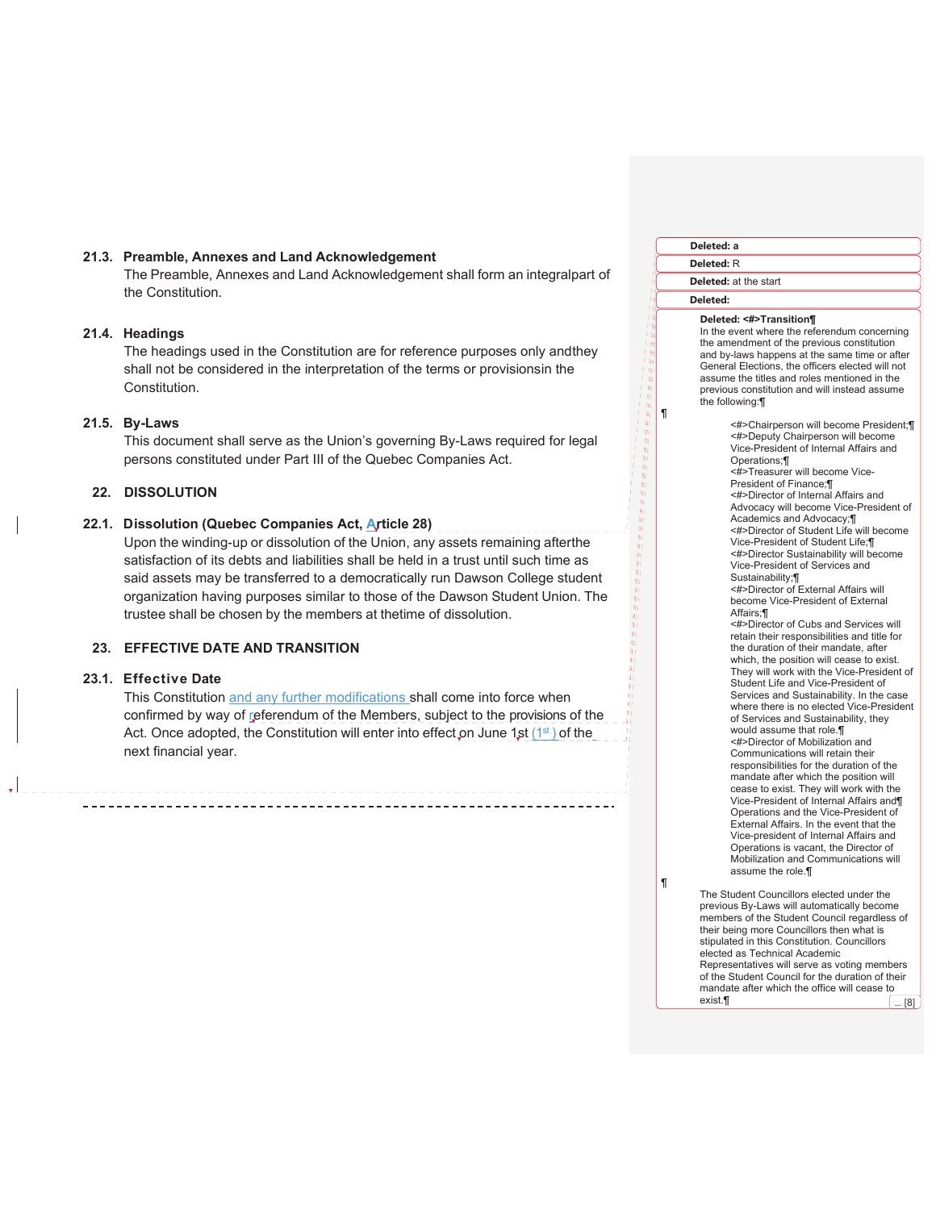### 21.3. Preamble, Annexes and Land Acknowledgement

The Preamble, Annexes and Land Acknowledgement shall form an integralpart of the Constitution.

### 21.4. Headings

The headings used in the Constitution are for reference purposes only andthey shall not be considered in the interpretation of the terms or provisionsin the Constitution.

### 21.5. By-Laws

This document shall serve as the Union's governing By-Laws required for legal persons constituted under Part III of the Quebec Companies Act.

## 22. DISSOLUTION

### 22.1. Dissolution (Quebec Companies Act, Article 28)

Upon the winding-up or dissolution of the Union, any assets remaining afterthe satisfaction of its debts and liabilities shall be held in a trust until such time as said assets may be transferred to a democratically run Dawson College student organization having purposes similar to those of the Dawson Student Union. The trustee shall be chosen by the members at thetime of dissolution.

## 23. EFFECTIVE DATE AND TRANSITION

### 23.1. Effective Date

This Constitution and any further modifications shall come into force when confirmed by way of referendum of the Members, subject to the provisions of the Act. Once adopted, the Constitution will enter into effect on June 1st (1st) of the next financial year.

---

**Deleted:** a

**Deleted:** R

**Deleted:** at the start

**Deleted:**

**Deleted: <#>Transition**

In the event where the referendum concerning the amendment of the previous constitution and by-laws happens at the same time or after General Elections, the officers elected will not assume the titles and roles mentioned in the previous constitution and will instead assume the following:

- <#>Chairperson will become President;
- <#>Deputy Chairperson will become Vice-President of Internal Affairs and Operations;
- <#>Treasurer will become Vice-President of Finance;
- <#>Director of Internal Affairs and Advocacy will become Vice-President of Academics and Advocacy;
- <#>Director of Student Life will become Vice-President of Student Life;
- <#>Director Sustainability will become Vice-President of Services and Sustainability;
- <#>Director of External Affairs will become Vice-President of External Affairs;
- <#>Director of Cubs and Services will retain their responsibilities and title for the duration of their mandate, after which, the position will cease to exist. They will work with the Vice-President of Student Life and Vice-President of Services and Sustainability. In the case where there is no elected Vice-President of Services and Sustainability, they would assume that role.
- <#>Director of Mobilization and Communications will retain their responsibilities for the duration of the mandate after which the position will cease to exist. They will work with the Vice-President of Internal Affairs and Operations and the Vice-President of External Affairs. In the event that the Vice-president of Internal Affairs and Operations is vacant, the Director of Mobilization and Communications will assume the role.

The Student Councillors elected under the previous By-Laws will automatically become members of the Student Council regardless of their being more Councillors then what is stipulated in this Constitution. Councillors elected as Technical Academic Representatives will serve as voting members of the Student Council for the duration of their mandate after which the office will cease to exist.

... [8]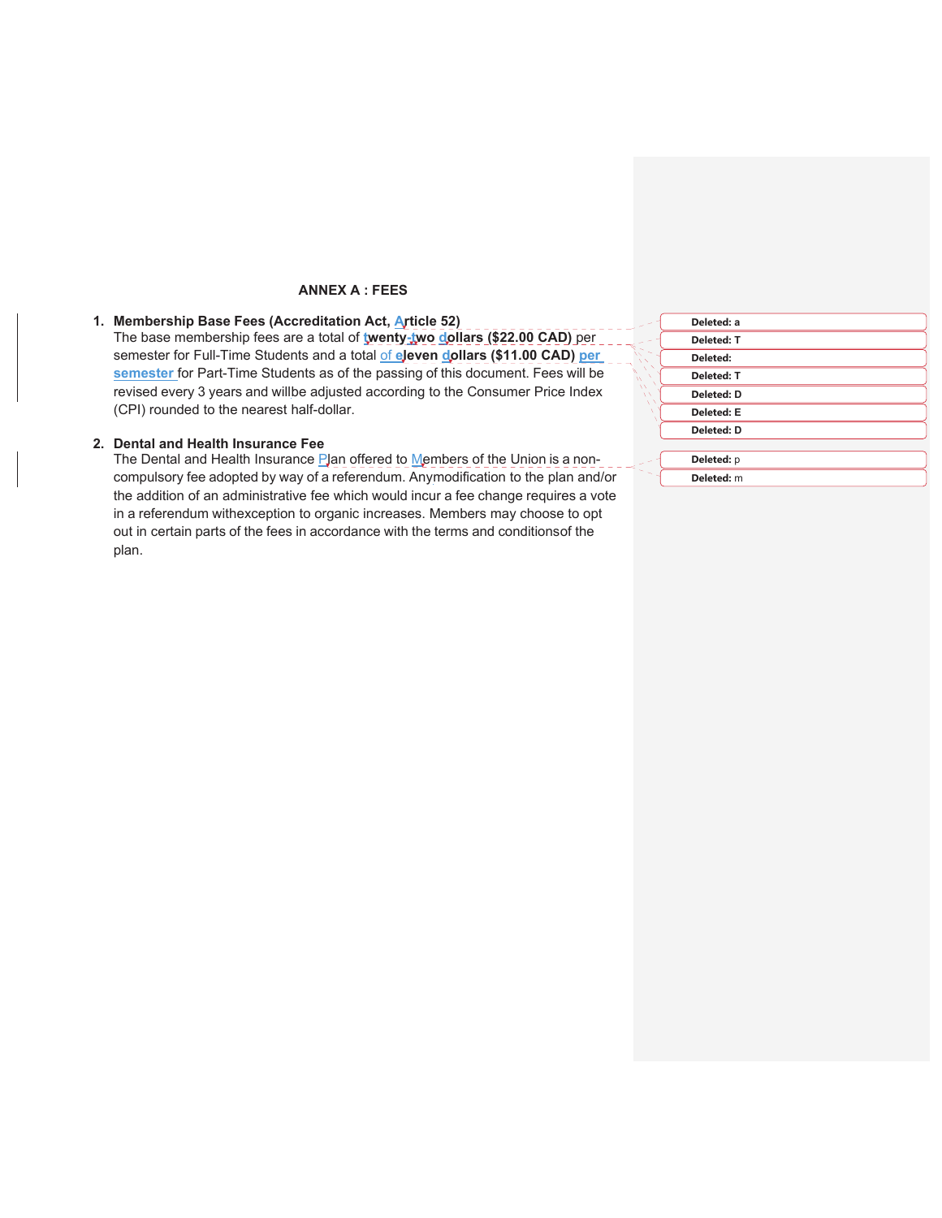## ANNEX A : FEES

1. **Membership Base Fees (Accreditation Act, Article 52)**
   The base membership fees are a total of **twenty-two dollars ($22.00 CAD)** per semester for Full-Time Students and a total of **eleven dollars ($11.00 CAD)** per semester for Part-Time Students as of the passing of this document. Fees will be revised every 3 years and willbe adjusted according to the Consumer Price Index (CPI) rounded to the nearest half-dollar.

2. **Dental and Health Insurance Fee**
   The Dental and Health Insurance Plan offered to Members of the Union is a non-compulsory fee adopted by way of a referendum. Anymodification to the plan and/or the addition of an administrative fee which would incur a fee change requires a vote in a referendum withexception to organic increases. Members may choose to opt out in certain parts of the fees in accordance with the terms and conditionsof the plan.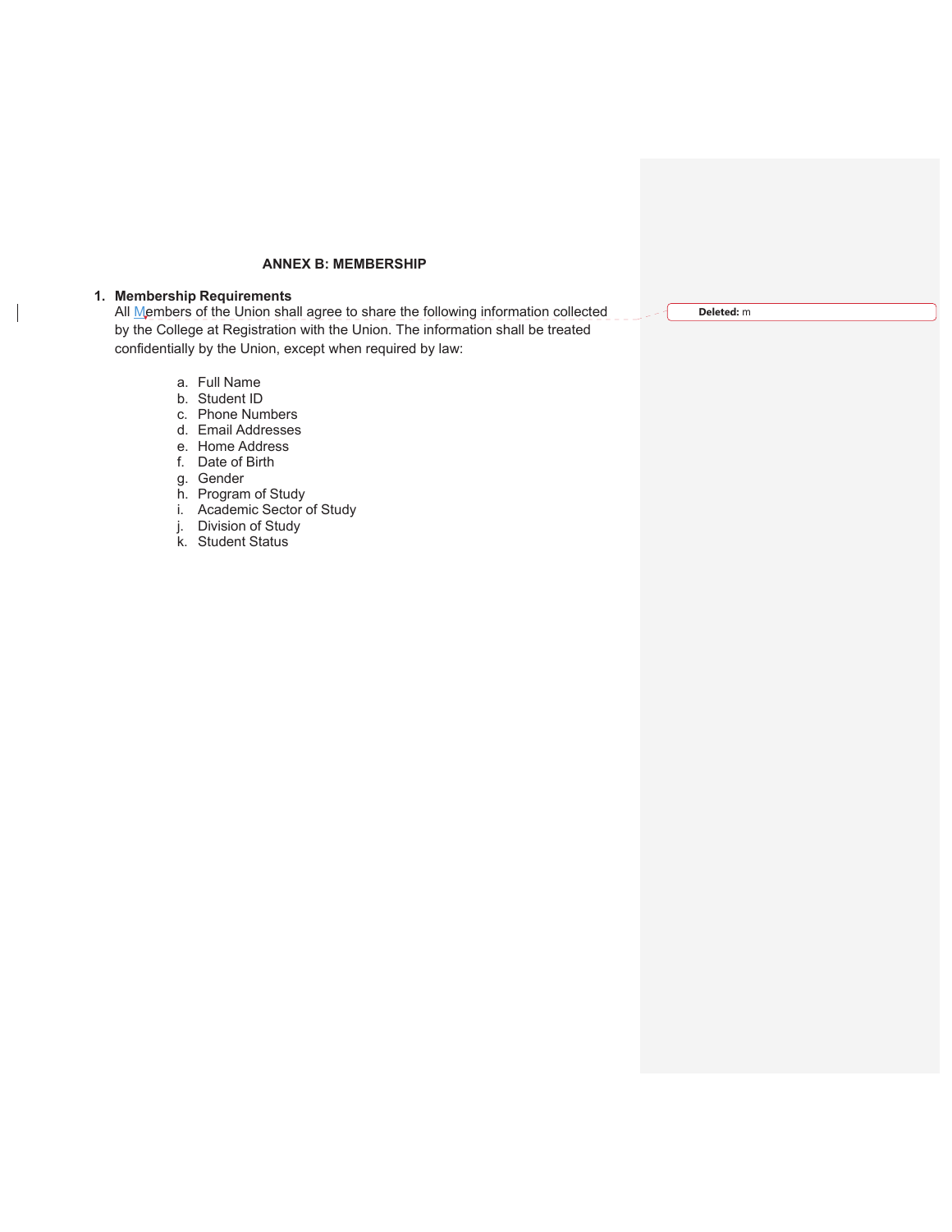# ANNEX B: MEMBERSHIP

1. **Membership Requirements**

All Members of the Union shall agree to share the following information collected by the College at Registration with the Union. The information shall be treated confidentially by the Union, except when required by law:

    a. Full Name
    b. Student ID
    c. Phone Numbers
    d. Email Addresses
    e. Home Address
    f. Date of Birth
    g. Gender
    h. Program of Study
    i. Academic Sector of Study
    j. Division of Study
    k. Student Status